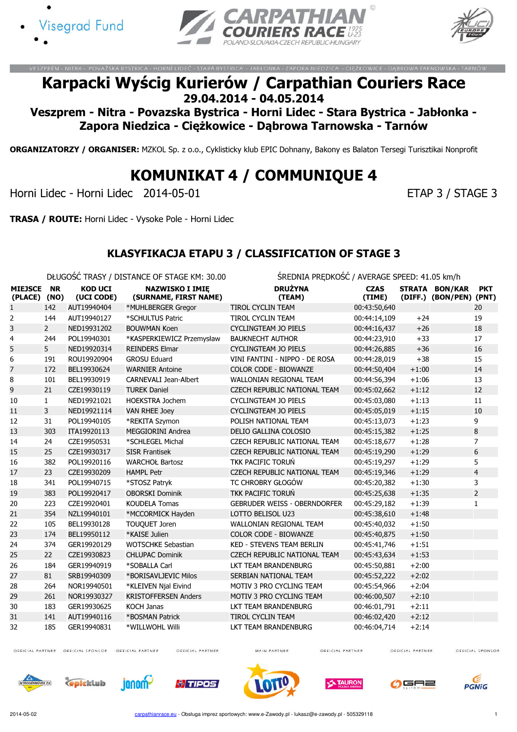VESZPRÉM - NITRA - POVAŽSKÁ BYSTRICA - HORNÍ LIDEČ - STARÁ BYSTRICA - JABŁONKA - ZAPORA NIEDZICA - CIĘŻKOWICE - DĄBROWA TARNOWSKA - TARNÓW

# Karpacki Wyścig Kurierów / Carpathian Couriers Race

**29.04.2014 - 04.05.2014**

**Veszprem - Nitra - Povazska Bystrica - Horni Lidec - Stara Bystrica - Jabłonka - Zapora Niedzica - Ciężkowice - Dąbrowa Tarnowska - Tarnów**

**ORGANIZATORZY / ORGANISER:** MZKOL Sp. z o.o., Cyklisticky klub EPIC Dohnany, Bakony es Balaton Tersegi Turisztikai Nonprofit

# KOMUNIKAT 4 / COMMUNIQUE 4

Horni Lidec - Horni Lidec 2014-05-01 — ETAP 3 / STAGE 3

**TRASA / ROUTE:** Horni Lidec - Vysoke Pole - Horni Lidec

## KLASYFIKACJA ETAPU 3 / CLASSIFICATION OF STAGE 3

DŁUGOŚĆ TRASY / DISTANCE OF STAGE KM: 30.00 — ŚREDNIA PRĘDKOŚĆ / AVERAGE SPEED: 41.05 km/h

| MIEJSCE (PLACE) | NR (NO) | KOD UCI (UCI CODE) | NAZWISKO I IMIĘ (SURNAME, FIRST NAME) | DRUŻYNA (TEAM) | CZAS (TIME) | STRATA (DIFF.) | BON/KAR (BON/PEN) | PKT (PNT) |
|---|---|---|---|---|---|---|---|---|
| 1 | 142 | AUT19940404 | *MUHLBERGER Gregor | TIROL CYCLIN TEAM | 00:43:50,640 | | | 20 |
| 2 | 144 | AUT19940127 | *SCHULTUS Patric | TIROL CYCLIN TEAM | 00:44:14,109 | +24 | | 19 |
| 3 | 2 | NED19931202 | BOUWMAN Koen | CYCLINGTEAM JO PIELS | 00:44:16,437 | +26 | | 18 |
| 4 | 244 | POL19940301 | *KASPERKIEWICZ Przemysław | BAUKNECHT AUTHOR | 00:44:23,910 | +33 | | 17 |
| 5 | 5 | NED19920314 | REINDERS Elmar | CYCLINGTEAM JO PIELS | 00:44:26,885 | +36 | | 16 |
| 6 | 191 | ROU19920904 | GROSU Eduard | VINI FANTINI - NIPPO - DE ROSA | 00:44:28,019 | +38 | | 15 |
| 7 | 172 | BEL19930624 | WARNIER Antoine | COLOR CODE - BIOWANZE | 00:44:50,404 | +1:00 | | 14 |
| 8 | 101 | BEL19930919 | CARNEVALI Jean-Albert | WALLONIAN REGIONAL TEAM | 00:44:56,394 | +1:06 | | 13 |
| 9 | 21 | CZE19930119 | TUREK Daniel | CZECH REPUBLIC NATIONAL TEAM | 00:45:02,662 | +1:12 | | 12 |
| 10 | 1 | NED19921021 | HOEKSTRA Jochem | CYCLINGTEAM JO PIELS | 00:45:03,080 | +1:13 | | 11 |
| 11 | 3 | NED19921114 | VAN RHEE Joey | CYCLINGTEAM JO PIELS | 00:45:05,019 | +1:15 | | 10 |
| 12 | 31 | POL19940105 | *REKITA Szymon | POLISH NATIONAL TEAM | 00:45:13,073 | +1:23 | | 9 |
| 13 | 303 | ITA19920113 | MEGGIORINI Andrea | DELIO GALLINA COLOSIO | 00:45:15,382 | +1:25 | | 8 |
| 14 | 24 | CZE19950531 | *SCHLEGEL Michal | CZECH REPUBLIC NATIONAL TEAM | 00:45:18,677 | +1:28 | | 7 |
| 15 | 25 | CZE19930317 | SISR Frantisek | CZECH REPUBLIC NATIONAL TEAM | 00:45:19,290 | +1:29 | | 6 |
| 16 | 382 | POL19920116 | WARCHOŁ Bartosz | TKK PACIFIC TORUŃ | 00:45:19,297 | +1:29 | | 5 |
| 17 | 23 | CZE19930209 | HAMPL Petr | CZECH REPUBLIC NATIONAL TEAM | 00:45:19,346 | +1:29 | | 4 |
| 18 | 341 | POL19940715 | *STOSZ Patryk | TC CHROBRY GŁOGÓW | 00:45:20,382 | +1:30 | | 3 |
| 19 | 383 | POL19920417 | OBORSKI Dominik | TKK PACIFIC TORUŃ | 00:45:25,638 | +1:35 | | 2 |
| 20 | 223 | CZE19920401 | KOUDELA Tomas | GEBRUDER WEISS - OBERNDORFER | 00:45:29,182 | +1:39 | | 1 |
| 21 | 354 | NZL19940101 | *MCCORMICK Hayden | LOTTO BELISOL U23 | 00:45:38,610 | +1:48 | | |
| 22 | 105 | BEL19930128 | TOUQUET Joren | WALLONIAN REGIONAL TEAM | 00:45:40,032 | +1:50 | | |
| 23 | 174 | BEL19950112 | *KAISE Julien | COLOR CODE - BIOWANZE | 00:45:40,875 | +1:50 | | |
| 24 | 374 | GER19920129 | WOTSCHKE Sebastian | KED - STEVENS TEAM BERLIN | 00:45:41,746 | +1:51 | | |
| 25 | 22 | CZE19930823 | CHLUPAC Dominik | CZECH REPUBLIC NATIONAL TEAM | 00:45:43,634 | +1:53 | | |
| 26 | 184 | GER19940919 | *SOBALLA Carl | LKT TEAM BRANDENBURG | 00:45:50,881 | +2:00 | | |
| 27 | 81 | SRB19940309 | *BORISAVLJEVIC Milos | SERBIAN NATIONAL TEAM | 00:45:52,222 | +2:02 | | |
| 28 | 264 | NOR19940501 | *KLEIVEN Njal Eivind | MOTIV 3 PRO CYCLING TEAM | 00:45:54,966 | +2:04 | | |
| 29 | 261 | NOR19930327 | KRISTOFFERSEN Anders | MOTIV 3 PRO CYCLING TEAM | 00:46:00,507 | +2:10 | | |
| 30 | 183 | GER19930625 | KOCH Janas | LKT TEAM BRANDENBURG | 00:46:01,791 | +2:11 | | |
| 31 | 141 | AUT19940116 | *BOSMAN Patrick | TIROL CYCLIN TEAM | 00:46:02,420 | +2:12 | | |
| 32 | 185 | GER19940831 | *WILLWOHL Willi | LKT TEAM BRANDENBURG | 00:46:04,714 | +2:14 | | |

2014-05-02 — carpathianrace.eu - Obsługa imprez sportowych: www.e-Zawody.pl - lukasz@e-zawody.pl - 505329118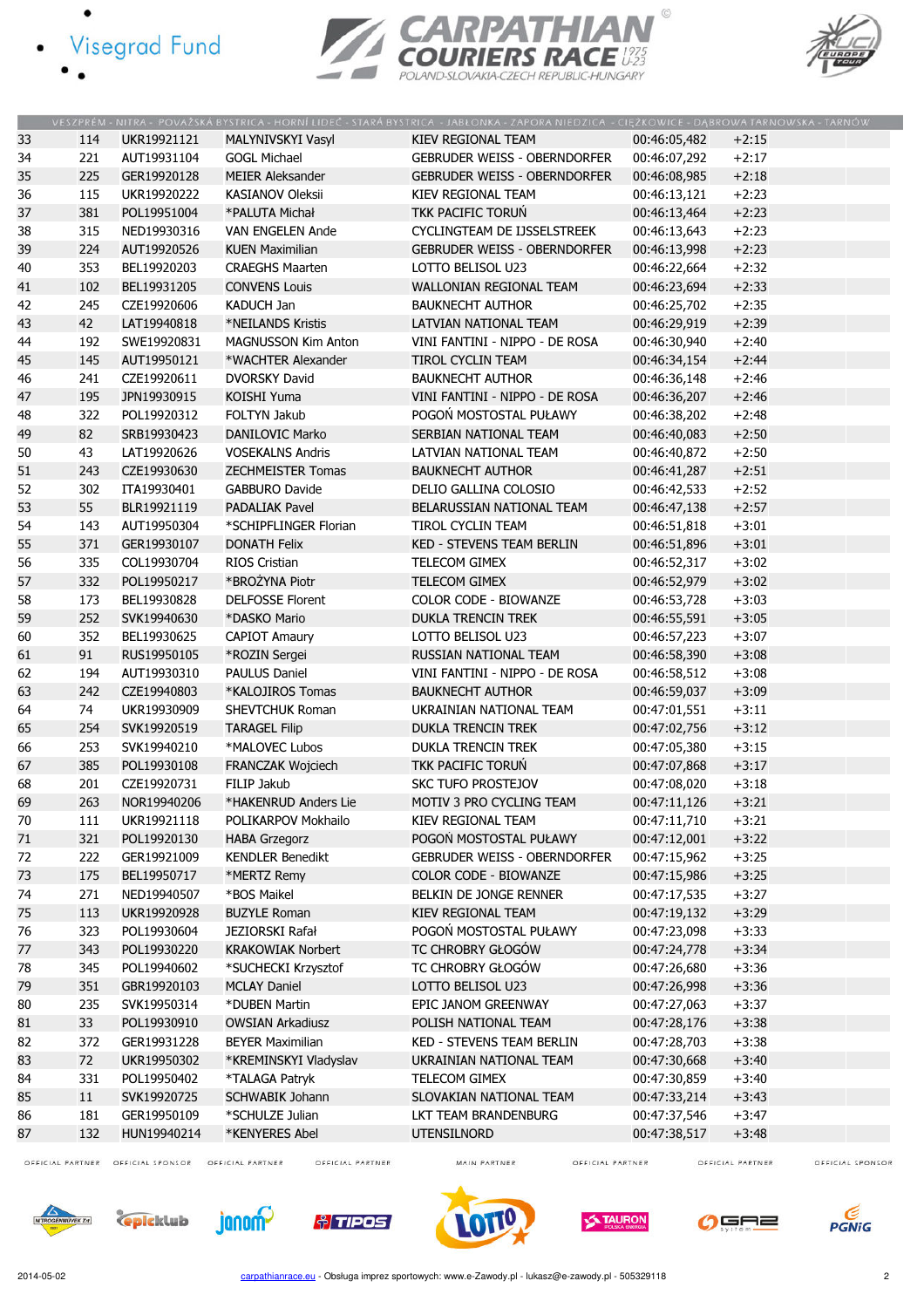VESZPRÉM - NITRA - POVAŽSKÁ BYSTRICA - HORNÍ LIDEČ - STARÁ BYSTRICA - JABŁONKA - ZAPORA NIEDZICA - CIĘŻKOWICE - DĄBROWA TARNOWSKA - TARNÓW

| | | | | | | |
|---|---|---|---|---|---|---|
| 33 | 114 | UKR19921121 | MALYNIVSKYI Vasyl | KIEV REGIONAL TEAM | 00:46:05,482 | +2:15 |
| 34 | 221 | AUT19931104 | GOGL Michael | GEBRUDER WEISS - OBERNDORFER | 00:46:07,292 | +2:17 |
| 35 | 225 | GER19920128 | MEIER Aleksander | GEBRUDER WEISS - OBERNDORFER | 00:46:08,985 | +2:18 |
| 36 | 115 | UKR19920222 | KASIANOV Oleksii | KIEV REGIONAL TEAM | 00:46:13,121 | +2:23 |
| 37 | 381 | POL19951004 | *PALUTA Michał | TKK PACIFIC TORUŃ | 00:46:13,464 | +2:23 |
| 38 | 315 | NED19930316 | VAN ENGELEN Ande | CYCLINGTEAM DE IJSSELSTREEK | 00:46:13,643 | +2:23 |
| 39 | 224 | AUT19920526 | KUEN Maximilian | GEBRUDER WEISS - OBERNDORFER | 00:46:13,998 | +2:23 |
| 40 | 353 | BEL19920203 | CRAEGHS Maarten | LOTTO BELISOL U23 | 00:46:22,664 | +2:32 |
| 41 | 102 | BEL19931205 | CONVENS Louis | WALLONIAN REGIONAL TEAM | 00:46:23,694 | +2:33 |
| 42 | 245 | CZE19920606 | KADUCH Jan | BAUKNECHT AUTHOR | 00:46:25,702 | +2:35 |
| 43 | 42 | LAT19940818 | *NEILANDS Kristis | LATVIAN NATIONAL TEAM | 00:46:29,919 | +2:39 |
| 44 | 192 | SWE19920831 | MAGNUSSON Kim Anton | VINI FANTINI - NIPPO - DE ROSA | 00:46:30,940 | +2:40 |
| 45 | 145 | AUT19950121 | *WACHTER Alexander | TIROL CYCLIN TEAM | 00:46:34,154 | +2:44 |
| 46 | 241 | CZE19920611 | DVORSKY David | BAUKNECHT AUTHOR | 00:46:36,148 | +2:46 |
| 47 | 195 | JPN19930915 | KOISHI Yuma | VINI FANTINI - NIPPO - DE ROSA | 00:46:36,207 | +2:46 |
| 48 | 322 | POL19920312 | FOLTYN Jakub | POGOŃ MOSTOSTAL PUŁAWY | 00:46:38,202 | +2:48 |
| 49 | 82 | SRB19930423 | DANILOVIC Marko | SERBIAN NATIONAL TEAM | 00:46:40,083 | +2:50 |
| 50 | 43 | LAT19920626 | VOSEKALNS Andris | LATVIAN NATIONAL TEAM | 00:46:40,872 | +2:50 |
| 51 | 243 | CZE19930630 | ZECHMEISTER Tomas | BAUKNECHT AUTHOR | 00:46:41,287 | +2:51 |
| 52 | 302 | ITA19930401 | GABBURO Davide | DELIO GALLINA COLOSIO | 00:46:42,533 | +2:52 |
| 53 | 55 | BLR19921119 | PADALIAK Pavel | BELARUSSIAN NATIONAL TEAM | 00:46:47,138 | +2:57 |
| 54 | 143 | AUT19950304 | *SCHIPFLINGER Florian | TIROL CYCLIN TEAM | 00:46:51,818 | +3:01 |
| 55 | 371 | GER19930107 | DONATH Felix | KED - STEVENS TEAM BERLIN | 00:46:51,896 | +3:01 |
| 56 | 335 | COL19930704 | RIOS Cristian | TELECOM GIMEX | 00:46:52,317 | +3:02 |
| 57 | 332 | POL19950217 | *BROŻYNA Piotr | TELECOM GIMEX | 00:46:52,979 | +3:02 |
| 58 | 173 | BEL19930828 | DELFOSSE Florent | COLOR CODE - BIOWANZE | 00:46:53,728 | +3:03 |
| 59 | 252 | SVK19940630 | *DASKO Mario | DUKLA TRENCIN TREK | 00:46:55,591 | +3:05 |
| 60 | 352 | BEL19930625 | CAPIOT Amaury | LOTTO BELISOL U23 | 00:46:57,223 | +3:07 |
| 61 | 91 | RUS19950105 | *ROZIN Sergei | RUSSIAN NATIONAL TEAM | 00:46:58,390 | +3:08 |
| 62 | 194 | AUT19930310 | PAULUS Daniel | VINI FANTINI - NIPPO - DE ROSA | 00:46:58,512 | +3:08 |
| 63 | 242 | CZE19940803 | *KALOJIROS Tomas | BAUKNECHT AUTHOR | 00:46:59,037 | +3:09 |
| 64 | 74 | UKR19930909 | SHEVTCHUK Roman | UKRAINIAN NATIONAL TEAM | 00:47:01,551 | +3:11 |
| 65 | 254 | SVK19920519 | TARAGEL Filip | DUKLA TRENCIN TREK | 00:47:02,756 | +3:12 |
| 66 | 253 | SVK19940210 | *MALOVEC Lubos | DUKLA TRENCIN TREK | 00:47:05,380 | +3:15 |
| 67 | 385 | POL19930108 | FRANCZAK Wojciech | TKK PACIFIC TORUŃ | 00:47:07,868 | +3:17 |
| 68 | 201 | CZE19920731 | FILIP Jakub | SKC TUFO PROSTEJOV | 00:47:08,020 | +3:18 |
| 69 | 263 | NOR19940206 | *HAKENRUD Anders Lie | MOTIV 3 PRO CYCLING TEAM | 00:47:11,126 | +3:21 |
| 70 | 111 | UKR19921118 | POLIKARPOV Mokhailo | KIEV REGIONAL TEAM | 00:47:11,710 | +3:21 |
| 71 | 321 | POL19920130 | HABA Grzegorz | POGOŃ MOSTOSTAL PUŁAWY | 00:47:12,001 | +3:22 |
| 72 | 222 | GER19921009 | KENDLER Benedikt | GEBRUDER WEISS - OBERNDORFER | 00:47:15,962 | +3:25 |
| 73 | 175 | BEL19950717 | *MERTZ Remy | COLOR CODE - BIOWANZE | 00:47:15,986 | +3:25 |
| 74 | 271 | NED19940507 | *BOS Maikel | BELKIN DE JONGE RENNER | 00:47:17,535 | +3:27 |
| 75 | 113 | UKR19920928 | BUZYLE Roman | KIEV REGIONAL TEAM | 00:47:19,132 | +3:29 |
| 76 | 323 | POL19930604 | JEZIORSKI Rafał | POGOŃ MOSTOSTAL PUŁAWY | 00:47:23,098 | +3:33 |
| 77 | 343 | POL19930220 | KRAKOWIAK Norbert | TC CHROBRY GŁOGÓW | 00:47:24,778 | +3:34 |
| 78 | 345 | POL19940602 | *SUCHECKI Krzysztof | TC CHROBRY GŁOGÓW | 00:47:26,680 | +3:36 |
| 79 | 351 | GBR19920103 | MCLAY Daniel | LOTTO BELISOL U23 | 00:47:26,998 | +3:36 |
| 80 | 235 | SVK19950314 | *DUBEN Martin | EPIC JANOM GREENWAY | 00:47:27,063 | +3:37 |
| 81 | 33 | POL19930910 | OWSIAN Arkadiusz | POLISH NATIONAL TEAM | 00:47:28,176 | +3:38 |
| 82 | 372 | GER19931228 | BEYER Maximilian | KED - STEVENS TEAM BERLIN | 00:47:28,703 | +3:38 |
| 83 | 72 | UKR19950302 | *KREMINSKYI Vladyslav | UKRAINIAN NATIONAL TEAM | 00:47:30,668 | +3:40 |
| 84 | 331 | POL19950402 | *TALAGA Patryk | TELECOM GIMEX | 00:47:30,859 | +3:40 |
| 85 | 11 | SVK19920725 | SCHWABIK Johann | SLOVAKIAN NATIONAL TEAM | 00:47:33,214 | +3:43 |
| 86 | 181 | GER19950109 | *SCHULZE Julian | LKT TEAM BRANDENBURG | 00:47:37,546 | +3:47 |
| 87 | 132 | HUN19940214 | *KENYERES Abel | UTENSILNORD | 00:47:38,517 | +3:48 |

2014-05-02 carpathianrace.eu - Obsługa imprez sportowych: www.e-Zawody.pl - lukasz@e-zawody.pl - 505329118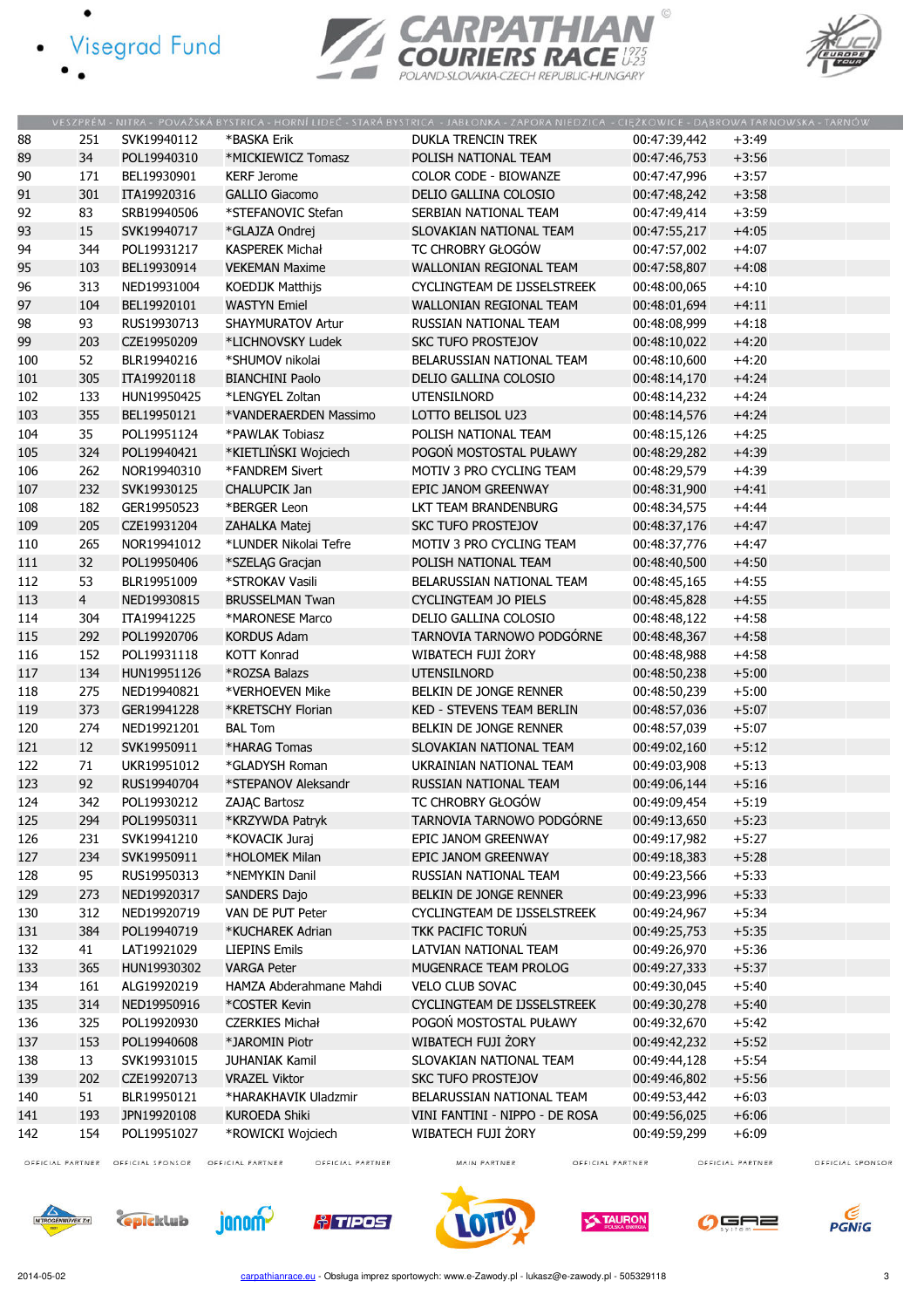VESZPRÉM - NITRA - POVAŽSKÁ BYSTRICA - HORNÍ LIDEČ - STARÁ BYSTRICA - JABŁONKA - ZAPORA NIEDZICA - CIĘŻKOWICE - DĄBROWA TARNOWSKA - TARNÓW

| | | | | | | |
|---|---|---|---|---|---|---|
| 88 | 251 | SVK19940112 | *BASKA Erik | DUKLA TRENCIN TREK | 00:47:39,442 | +3:49 |
| 89 | 34 | POL19940310 | *MICKIEWICZ Tomasz | POLISH NATIONAL TEAM | 00:47:46,753 | +3:56 |
| 90 | 171 | BEL19930901 | KERF Jerome | COLOR CODE - BIOWANZE | 00:47:47,996 | +3:57 |
| 91 | 301 | ITA19920316 | GALLIO Giacomo | DELIO GALLINA COLOSIO | 00:47:48,242 | +3:58 |
| 92 | 83 | SRB19940506 | *STEFANOVIC Stefan | SERBIAN NATIONAL TEAM | 00:47:49,414 | +3:59 |
| 93 | 15 | SVK19940717 | *GLAJZA Ondrej | SLOVAKIAN NATIONAL TEAM | 00:47:55,217 | +4:05 |
| 94 | 344 | POL19931217 | KASPEREK Michał | TC CHROBRY GŁOGÓW | 00:47:57,002 | +4:07 |
| 95 | 103 | BEL19930914 | VEKEMAN Maxime | WALLONIAN REGIONAL TEAM | 00:47:58,807 | +4:08 |
| 96 | 313 | NED19931004 | KOEDIJK Matthijs | CYCLINGTEAM DE IJSSELSTREEK | 00:48:00,065 | +4:10 |
| 97 | 104 | BEL19920101 | WASTYN Emiel | WALLONIAN REGIONAL TEAM | 00:48:01,694 | +4:11 |
| 98 | 93 | RUS19930713 | SHAYMURATOV Artur | RUSSIAN NATIONAL TEAM | 00:48:08,999 | +4:18 |
| 99 | 203 | CZE19950209 | *LICHNOVSKY Ludek | SKC TUFO PROSTEJOV | 00:48:10,022 | +4:20 |
| 100 | 52 | BLR19940216 | *SHUMOV nikolai | BELARUSSIAN NATIONAL TEAM | 00:48:10,600 | +4:20 |
| 101 | 305 | ITA19920118 | BIANCHINI Paolo | DELIO GALLINA COLOSIO | 00:48:14,170 | +4:24 |
| 102 | 133 | HUN19950425 | *LENGYEL Zoltan | UTENSILNORD | 00:48:14,232 | +4:24 |
| 103 | 355 | BEL19950121 | *VANDERAERDEN Massimo | LOTTO BELISOL U23 | 00:48:14,576 | +4:24 |
| 104 | 35 | POL19951124 | *PAWLAK Tobiasz | POLISH NATIONAL TEAM | 00:48:15,126 | +4:25 |
| 105 | 324 | POL19940421 | *KIETLIŃSKI Wojciech | POGOŃ MOSTOSTAL PUŁAWY | 00:48:29,282 | +4:39 |
| 106 | 262 | NOR19940310 | *FANDREM Sivert | MOTIV 3 PRO CYCLING TEAM | 00:48:29,579 | +4:39 |
| 107 | 232 | SVK19930125 | CHALUPCIK Jan | EPIC JANOM GREENWAY | 00:48:31,900 | +4:41 |
| 108 | 182 | GER19950523 | *BERGER Leon | LKT TEAM BRANDENBURG | 00:48:34,575 | +4:44 |
| 109 | 205 | CZE19931204 | ZAHALKA Matej | SKC TUFO PROSTEJOV | 00:48:37,176 | +4:47 |
| 110 | 265 | NOR19941012 | *LUNDER Nikolai Tefre | MOTIV 3 PRO CYCLING TEAM | 00:48:37,776 | +4:47 |
| 111 | 32 | POL19950406 | *SZELĄG Gracjan | POLISH NATIONAL TEAM | 00:48:40,500 | +4:50 |
| 112 | 53 | BLR19951009 | *STROKAV Vasili | BELARUSSIAN NATIONAL TEAM | 00:48:45,165 | +4:55 |
| 113 | 4 | NED19930815 | BRUSSELMAN Twan | CYCLINGTEAM JO PIELS | 00:48:45,828 | +4:55 |
| 114 | 304 | ITA19941225 | *MARONESE Marco | DELIO GALLINA COLOSIO | 00:48:48,122 | +4:58 |
| 115 | 292 | POL19920706 | KORDUS Adam | TARNOVIA TARNOWO PODGÓRNE | 00:48:48,367 | +4:58 |
| 116 | 152 | POL19931118 | KOTT Konrad | WIBATECH FUJI ŻORY | 00:48:48,988 | +4:58 |
| 117 | 134 | HUN19951126 | *ROZSA Balazs | UTENSILNORD | 00:48:50,238 | +5:00 |
| 118 | 275 | NED19940821 | *VERHOEVEN Mike | BELKIN DE JONGE RENNER | 00:48:50,239 | +5:00 |
| 119 | 373 | GER19941228 | *KRETSCHY Florian | KED - STEVENS TEAM BERLIN | 00:48:57,036 | +5:07 |
| 120 | 274 | NED19921201 | BAL Tom | BELKIN DE JONGE RENNER | 00:48:57,039 | +5:07 |
| 121 | 12 | SVK19950911 | *HARAG Tomas | SLOVAKIAN NATIONAL TEAM | 00:49:02,160 | +5:12 |
| 122 | 71 | UKR19951012 | *GLADYSH Roman | UKRAINIAN NATIONAL TEAM | 00:49:03,908 | +5:13 |
| 123 | 92 | RUS19940704 | *STEPANOV Aleksandr | RUSSIAN NATIONAL TEAM | 00:49:06,144 | +5:16 |
| 124 | 342 | POL19930212 | ZAJĄC Bartosz | TC CHROBRY GŁOGÓW | 00:49:09,454 | +5:19 |
| 125 | 294 | POL19950311 | *KRZYWDA Patryk | TARNOVIA TARNOWO PODGÓRNE | 00:49:13,650 | +5:23 |
| 126 | 231 | SVK19941210 | *KOVACIK Juraj | EPIC JANOM GREENWAY | 00:49:17,982 | +5:27 |
| 127 | 234 | SVK19950911 | *HOLOMEK Milan | EPIC JANOM GREENWAY | 00:49:18,383 | +5:28 |
| 128 | 95 | RUS19950313 | *NEMYKIN Danil | RUSSIAN NATIONAL TEAM | 00:49:23,566 | +5:33 |
| 129 | 273 | NED19920317 | SANDERS Dajo | BELKIN DE JONGE RENNER | 00:49:23,996 | +5:33 |
| 130 | 312 | NED19920719 | VAN DE PUT Peter | CYCLINGTEAM DE IJSSELSTREEK | 00:49:24,967 | +5:34 |
| 131 | 384 | POL19940719 | *KUCHAREK Adrian | TKK PACIFIC TORUŃ | 00:49:25,753 | +5:35 |
| 132 | 41 | LAT19921029 | LIEPINS Emils | LATVIAN NATIONAL TEAM | 00:49:26,970 | +5:36 |
| 133 | 365 | HUN19930302 | VARGA Peter | MUGENRACE TEAM PROLOG | 00:49:27,333 | +5:37 |
| 134 | 161 | ALG19920219 | HAMZA Abderahmane Mahdi | VELO CLUB SOVAC | 00:49:30,045 | +5:40 |
| 135 | 314 | NED19950916 | *COSTER Kevin | CYCLINGTEAM DE IJSSELSTREEK | 00:49:30,278 | +5:40 |
| 136 | 325 | POL19920930 | CZERKIES Michał | POGOŃ MOSTOSTAL PUŁAWY | 00:49:32,670 | +5:42 |
| 137 | 153 | POL19940608 | *JAROMIN Piotr | WIBATECH FUJI ŻORY | 00:49:42,232 | +5:52 |
| 138 | 13 | SVK19931015 | JUHANIAK Kamil | SLOVAKIAN NATIONAL TEAM | 00:49:44,128 | +5:54 |
| 139 | 202 | CZE19920713 | VRAZEL Viktor | SKC TUFO PROSTEJOV | 00:49:46,802 | +5:56 |
| 140 | 51 | BLR19950121 | *HARAKHAVIK Uladzmir | BELARUSSIAN NATIONAL TEAM | 00:49:53,442 | +6:03 |
| 141 | 193 | JPN19920108 | KUROEDA Shiki | VINI FANTINI - NIPPO - DE ROSA | 00:49:56,025 | +6:06 |
| 142 | 154 | POL19951027 | *ROWICKI Wojciech | WIBATECH FUJI ŻORY | 00:49:59,299 | +6:09 |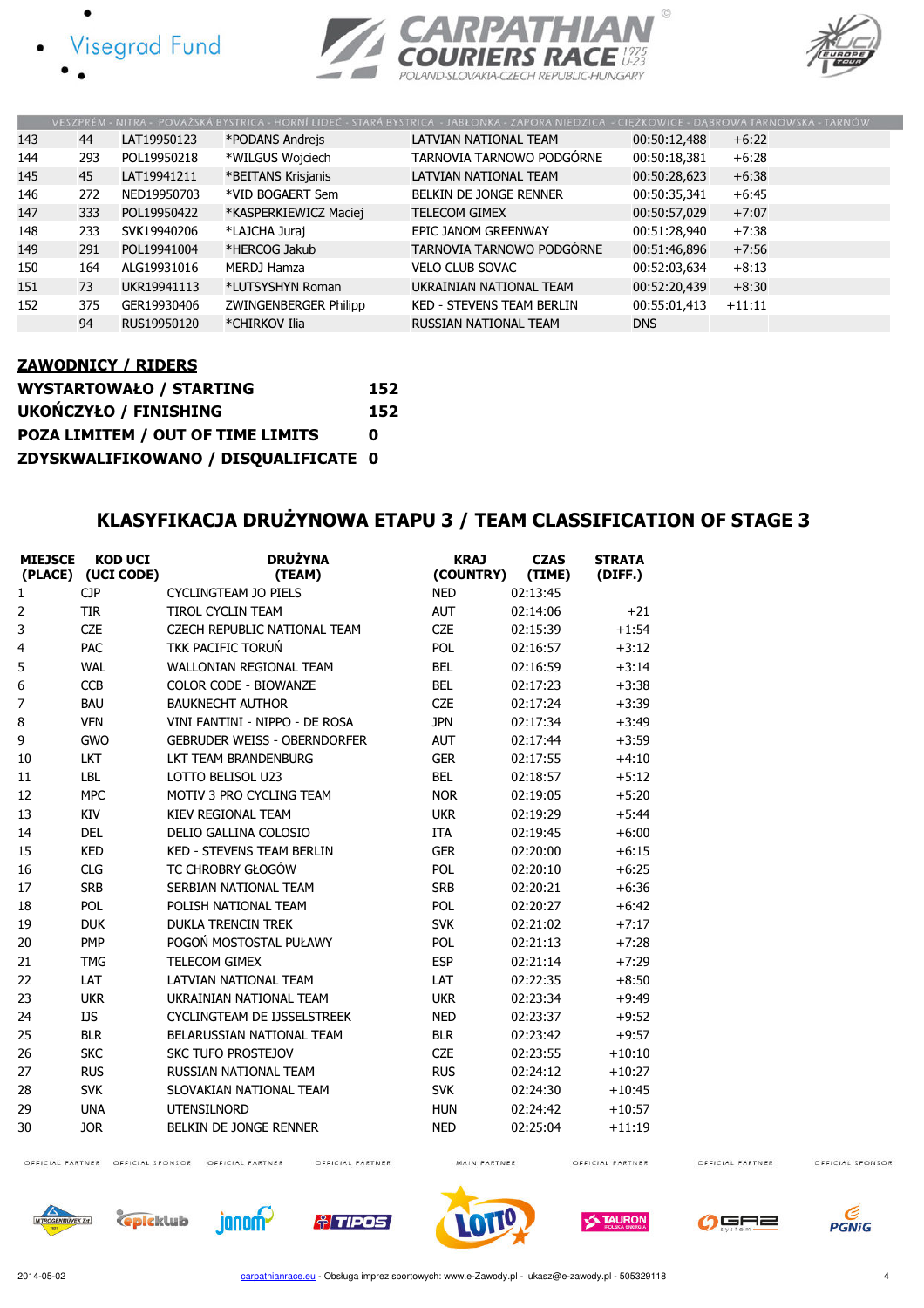| | | | | | | |
|---|---|---|---|---|---|---|
| 143 | 44 | LAT19950123 | *PODANS Andrejs | LATVIAN NATIONAL TEAM | 00:50:12,488 | +6:22 |
| 144 | 293 | POL19950218 | *WILGUS Wojciech | TARNOVIA TARNOWO PODGÓRNE | 00:50:18,381 | +6:28 |
| 145 | 45 | LAT19941211 | *BEITANS Krisjanis | LATVIAN NATIONAL TEAM | 00:50:28,623 | +6:38 |
| 146 | 272 | NED19950703 | *VID BOGAERT Sem | BELKIN DE JONGE RENNER | 00:50:35,341 | +6:45 |
| 147 | 333 | POL19950422 | *KASPERKIEWICZ Maciej | TELECOM GIMEX | 00:50:57,029 | +7:07 |
| 148 | 233 | SVK19940206 | *LAJCHA Juraj | EPIC JANOM GREENWAY | 00:51:28,940 | +7:38 |
| 149 | 291 | POL19941004 | *HERCOG Jakub | TARNOVIA TARNOWO PODGÓRNE | 00:51:46,896 | +7:56 |
| 150 | 164 | ALG19931016 | MERDJ Hamza | VELO CLUB SOVAC | 00:52:03,634 | +8:13 |
| 151 | 73 | UKR19941113 | *LUTSYSHYN Roman | UKRAINIAN NATIONAL TEAM | 00:52:20,439 | +8:30 |
| 152 | 375 | GER19930406 | ZWINGENBERGER Philipp | KED - STEVENS TEAM BERLIN | 00:55:01,413 | +11:11 |
| | 94 | RUS19950120 | *CHIRKOV Ilia | RUSSIAN NATIONAL TEAM | DNS | |

**ZAWODNICY / RIDERS**

| | |
|---|---|
| **WYSTARTOWAŁO / STARTING** | **152** |
| **UKOŃCZYŁO / FINISHING** | **152** |
| **POZA LIMITEM / OUT OF TIME LIMITS** | **0** |
| **ZDYSKWALIFIKOWANO / DISQUALIFICATE** | **0** |

## KLASYFIKACJA DRUŻYNOWA ETAPU 3 / TEAM CLASSIFICATION OF STAGE 3

| MIEJSCE (PLACE) | KOD UCI (UCI CODE) | DRUŻYNA (TEAM) | KRAJ (COUNTRY) | CZAS (TIME) | STRATA (DIFF.) |
|---|---|---|---|---|---|
| 1 | CJP | CYCLINGTEAM JO PIELS | NED | 02:13:45 | |
| 2 | TIR | TIROL CYCLIN TEAM | AUT | 02:14:06 | +21 |
| 3 | CZE | CZECH REPUBLIC NATIONAL TEAM | CZE | 02:15:39 | +1:54 |
| 4 | PAC | TKK PACIFIC TORUŃ | POL | 02:16:57 | +3:12 |
| 5 | WAL | WALLONIAN REGIONAL TEAM | BEL | 02:16:59 | +3:14 |
| 6 | CCB | COLOR CODE - BIOWANZE | BEL | 02:17:23 | +3:38 |
| 7 | BAU | BAUKNECHT AUTHOR | CZE | 02:17:24 | +3:39 |
| 8 | VFN | VINI FANTINI - NIPPO - DE ROSA | JPN | 02:17:34 | +3:49 |
| 9 | GWO | GEBRUDER WEISS - OBERNDORFER | AUT | 02:17:44 | +3:59 |
| 10 | LKT | LKT TEAM BRANDENBURG | GER | 02:17:55 | +4:10 |
| 11 | LBL | LOTTO BELISOL U23 | BEL | 02:18:57 | +5:12 |
| 12 | MPC | MOTIV 3 PRO CYCLING TEAM | NOR | 02:19:05 | +5:20 |
| 13 | KIV | KIEV REGIONAL TEAM | UKR | 02:19:29 | +5:44 |
| 14 | DEL | DELIO GALLINA COLOSIO | ITA | 02:19:45 | +6:00 |
| 15 | KED | KED - STEVENS TEAM BERLIN | GER | 02:20:00 | +6:15 |
| 16 | CLG | TC CHROBRY GŁOGÓW | POL | 02:20:10 | +6:25 |
| 17 | SRB | SERBIAN NATIONAL TEAM | SRB | 02:20:21 | +6:36 |
| 18 | POL | POLISH NATIONAL TEAM | POL | 02:20:27 | +6:42 |
| 19 | DUK | DUKLA TRENCIN TREK | SVK | 02:21:02 | +7:17 |
| 20 | PMP | POGOŃ MOSTOSTAL PUŁAWY | POL | 02:21:13 | +7:28 |
| 21 | TMG | TELECOM GIMEX | ESP | 02:21:14 | +7:29 |
| 22 | LAT | LATVIAN NATIONAL TEAM | LAT | 02:22:35 | +8:50 |
| 23 | UKR | UKRAINIAN NATIONAL TEAM | UKR | 02:23:34 | +9:49 |
| 24 | IJS | CYCLINGTEAM DE IJSSELSTREEK | NED | 02:23:37 | +9:52 |
| 25 | BLR | BELARUSSIAN NATIONAL TEAM | BLR | 02:23:42 | +9:57 |
| 26 | SKC | SKC TUFO PROSTEJOV | CZE | 02:23:55 | +10:10 |
| 27 | RUS | RUSSIAN NATIONAL TEAM | RUS | 02:24:12 | +10:27 |
| 28 | SVK | SLOVAKIAN NATIONAL TEAM | SVK | 02:24:30 | +10:45 |
| 29 | UNA | UTENSILNORD | HUN | 02:24:42 | +10:57 |
| 30 | JOR | BELKIN DE JONGE RENNER | NED | 02:25:04 | +11:19 |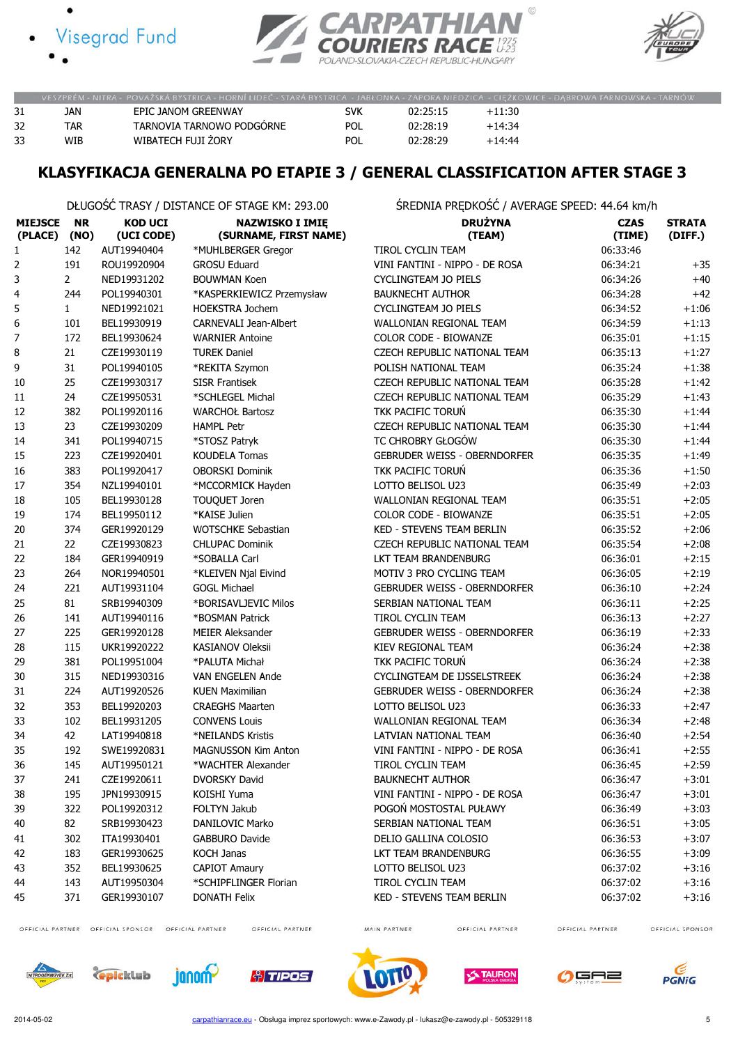| | | | | | |
|---|---|---|---|---|---|
| 31 | JAN | EPIC JANOM GREENWAY | SVK | 02:25:15 | +11:30 |
| 32 | TAR | TARNOVIA TARNOWO PODGÓRNE | POL | 02:28:19 | +14:34 |
| 33 | WIB | WIBATECH FUJI ŻORY | POL | 02:28:29 | +14:44 |

## KLASYFIKACJA GENERALNA PO ETAPIE 3 / GENERAL CLASSIFICATION AFTER STAGE 3

DŁUGOŚĆ TRASY / DISTANCE OF STAGE KM: 293.00

ŚREDNIA PRĘDKOŚĆ / AVERAGE SPEED: 44.64 km/h

| MIEJSCE (PLACE) | NR (NO) | KOD UCI (UCI CODE) | NAZWISKO I IMIĘ (SURNAME, FIRST NAME) | DRUŻYNA (TEAM) | CZAS (TIME) | STRATA (DIFF.) |
|---|---|---|---|---|---|---|
| 1 | 142 | AUT19940404 | *MUHLBERGER Gregor | TIROL CYCLIN TEAM | 06:33:46 | |
| 2 | 191 | ROU19920904 | GROSU Eduard | VINI FANTINI - NIPPO - DE ROSA | 06:34:21 | +35 |
| 3 | 2 | NED19931202 | BOUWMAN Koen | CYCLINGTEAM JO PIELS | 06:34:26 | +40 |
| 4 | 244 | POL19940301 | *KASPERKIEWICZ Przemysław | BAUKNECHT AUTHOR | 06:34:28 | +42 |
| 5 | 1 | NED19921021 | HOEKSTRA Jochem | CYCLINGTEAM JO PIELS | 06:34:52 | +1:06 |
| 6 | 101 | BEL19930919 | CARNEVALI Jean-Albert | WALLONIAN REGIONAL TEAM | 06:34:59 | +1:13 |
| 7 | 172 | BEL19930624 | WARNIER Antoine | COLOR CODE - BIOWANZE | 06:35:01 | +1:15 |
| 8 | 21 | CZE19930119 | TUREK Daniel | CZECH REPUBLIC NATIONAL TEAM | 06:35:13 | +1:27 |
| 9 | 31 | POL19940105 | *REKITA Szymon | POLISH NATIONAL TEAM | 06:35:24 | +1:38 |
| 10 | 25 | CZE19930317 | SISR Frantisek | CZECH REPUBLIC NATIONAL TEAM | 06:35:28 | +1:42 |
| 11 | 24 | CZE19950531 | *SCHLEGEL Michal | CZECH REPUBLIC NATIONAL TEAM | 06:35:29 | +1:43 |
| 12 | 382 | POL19920116 | WARCHOŁ Bartosz | TKK PACIFIC TORUŃ | 06:35:30 | +1:44 |
| 13 | 23 | CZE19930209 | HAMPL Petr | CZECH REPUBLIC NATIONAL TEAM | 06:35:30 | +1:44 |
| 14 | 341 | POL19940715 | *STOSZ Patryk | TC CHROBRY GŁOGÓW | 06:35:30 | +1:44 |
| 15 | 223 | CZE19920401 | KOUDELA Tomas | GEBRUDER WEISS - OBERNDORFER | 06:35:35 | +1:49 |
| 16 | 383 | POL19920417 | OBORSKI Dominik | TKK PACIFIC TORUŃ | 06:35:36 | +1:50 |
| 17 | 354 | NZL19940101 | *MCCORMICK Hayden | LOTTO BELISOL U23 | 06:35:49 | +2:03 |
| 18 | 105 | BEL19930128 | TOUQUET Joren | WALLONIAN REGIONAL TEAM | 06:35:51 | +2:05 |
| 19 | 174 | BEL19950112 | *KAISE Julien | COLOR CODE - BIOWANZE | 06:35:51 | +2:05 |
| 20 | 374 | GER19920129 | WOTSCHKE Sebastian | KED - STEVENS TEAM BERLIN | 06:35:52 | +2:06 |
| 21 | 22 | CZE19930823 | CHLUPAC Dominik | CZECH REPUBLIC NATIONAL TEAM | 06:35:54 | +2:08 |
| 22 | 184 | GER19940919 | *SOBALLA Carl | LKT TEAM BRANDENBURG | 06:36:01 | +2:15 |
| 23 | 264 | NOR19940501 | *KLEIVEN Njal Eivind | MOTIV 3 PRO CYCLING TEAM | 06:36:05 | +2:19 |
| 24 | 221 | AUT19931104 | GOGL Michael | GEBRUDER WEISS - OBERNDORFER | 06:36:10 | +2:24 |
| 25 | 81 | SRB19940309 | *BORISAVLJEVIC Milos | SERBIAN NATIONAL TEAM | 06:36:11 | +2:25 |
| 26 | 141 | AUT19940116 | *BOSMAN Patrick | TIROL CYCLIN TEAM | 06:36:13 | +2:27 |
| 27 | 225 | GER19920128 | MEIER Aleksander | GEBRUDER WEISS - OBERNDORFER | 06:36:19 | +2:33 |
| 28 | 115 | UKR19920222 | KASIANOV Oleksii | KIEV REGIONAL TEAM | 06:36:24 | +2:38 |
| 29 | 381 | POL19951004 | *PALUTA Michał | TKK PACIFIC TORUŃ | 06:36:24 | +2:38 |
| 30 | 315 | NED19930316 | VAN ENGELEN Ande | CYCLINGTEAM DE IJSSELSTREEK | 06:36:24 | +2:38 |
| 31 | 224 | AUT19920526 | KUEN Maximilian | GEBRUDER WEISS - OBERNDORFER | 06:36:24 | +2:38 |
| 32 | 353 | BEL19920203 | CRAEGHS Maarten | LOTTO BELISOL U23 | 06:36:33 | +2:47 |
| 33 | 102 | BEL19931205 | CONVENS Louis | WALLONIAN REGIONAL TEAM | 06:36:34 | +2:48 |
| 34 | 42 | LAT19940818 | *NEILANDS Kristis | LATVIAN NATIONAL TEAM | 06:36:40 | +2:54 |
| 35 | 192 | SWE19920831 | MAGNUSSON Kim Anton | VINI FANTINI - NIPPO - DE ROSA | 06:36:41 | +2:55 |
| 36 | 145 | AUT19950121 | *WACHTER Alexander | TIROL CYCLIN TEAM | 06:36:45 | +2:59 |
| 37 | 241 | CZE19920611 | DVORSKY David | BAUKNECHT AUTHOR | 06:36:47 | +3:01 |
| 38 | 195 | JPN19930915 | KOISHI Yuma | VINI FANTINI - NIPPO - DE ROSA | 06:36:47 | +3:01 |
| 39 | 322 | POL19920312 | FOLTYN Jakub | POGOŃ MOSTOSTAL PUŁAWY | 06:36:49 | +3:03 |
| 40 | 82 | SRB19930423 | DANILOVIC Marko | SERBIAN NATIONAL TEAM | 06:36:51 | +3:05 |
| 41 | 302 | ITA19930401 | GABBURO Davide | DELIO GALLINA COLOSIO | 06:36:53 | +3:07 |
| 42 | 183 | GER19930625 | KOCH Janas | LKT TEAM BRANDENBURG | 06:36:55 | +3:09 |
| 43 | 352 | BEL19930625 | CAPIOT Amaury | LOTTO BELISOL U23 | 06:37:02 | +3:16 |
| 44 | 143 | AUT19950304 | *SCHIPFLINGER Florian | TIROL CYCLIN TEAM | 06:37:02 | +3:16 |
| 45 | 371 | GER19930107 | DONATH Felix | KED - STEVENS TEAM BERLIN | 06:37:02 | +3:16 |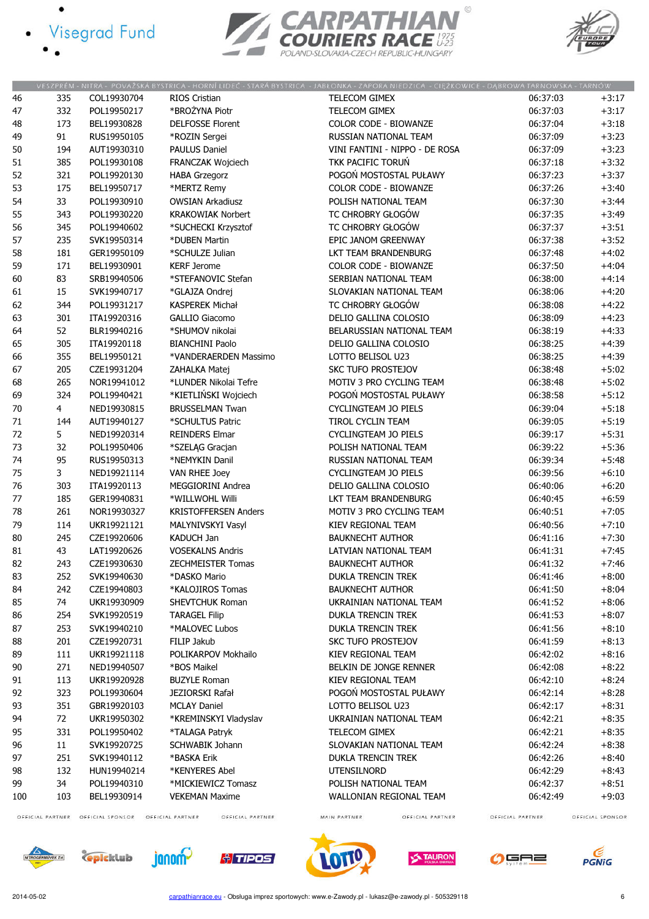VESZPRÉM - NITRA - POVAŽSKÁ BYSTRICA - HORNÍ LIDEČ - STARÁ BYSTRICA - JABŁONKA - ZAPORA NIEDZICA - CIĘŻKOWICE - DĄBROWA TARNOWSKA - TARNÓW

| | | | | | | |
|---|---|---|---|---|---|---|
| 46 | 335 | COL19930704 | RIOS Cristian | TELECOM GIMEX | 06:37:03 | +3:17 |
| 47 | 332 | POL19950217 | *BROŻYNA Piotr | TELECOM GIMEX | 06:37:03 | +3:17 |
| 48 | 173 | BEL19930828 | DELFOSSE Florent | COLOR CODE - BIOWANZE | 06:37:04 | +3:18 |
| 49 | 91 | RUS19950105 | *ROZIN Sergei | RUSSIAN NATIONAL TEAM | 06:37:09 | +3:23 |
| 50 | 194 | AUT19930310 | PAULUS Daniel | VINI FANTINI - NIPPO - DE ROSA | 06:37:09 | +3:23 |
| 51 | 385 | POL19930108 | FRANCZAK Wojciech | TKK PACIFIC TORUŃ | 06:37:18 | +3:32 |
| 52 | 321 | POL19920130 | HABA Grzegorz | POGOŃ MOSTOSTAL PUŁAWY | 06:37:23 | +3:37 |
| 53 | 175 | BEL19950717 | *MERTZ Remy | COLOR CODE - BIOWANZE | 06:37:26 | +3:40 |
| 54 | 33 | POL19930910 | OWSIAN Arkadiusz | POLISH NATIONAL TEAM | 06:37:30 | +3:44 |
| 55 | 343 | POL19930220 | KRAKOWIAK Norbert | TC CHROBRY GŁOGÓW | 06:37:35 | +3:49 |
| 56 | 345 | POL19940602 | *SUCHECKI Krzysztof | TC CHROBRY GŁOGÓW | 06:37:37 | +3:51 |
| 57 | 235 | SVK19950314 | *DUBEN Martin | EPIC JANOM GREENWAY | 06:37:38 | +3:52 |
| 58 | 181 | GER19950109 | *SCHULZE Julian | LKT TEAM BRANDENBURG | 06:37:48 | +4:02 |
| 59 | 171 | BEL19930901 | KERF Jerome | COLOR CODE - BIOWANZE | 06:37:50 | +4:04 |
| 60 | 83 | SRB19940506 | *STEFANOVIC Stefan | SERBIAN NATIONAL TEAM | 06:38:00 | +4:14 |
| 61 | 15 | SVK19940717 | *GLAJZA Ondrej | SLOVAKIAN NATIONAL TEAM | 06:38:06 | +4:20 |
| 62 | 344 | POL19931217 | KASPEREK Michał | TC CHROBRY GŁOGÓW | 06:38:08 | +4:22 |
| 63 | 301 | ITA19920316 | GALLIO Giacomo | DELIO GALLINA COLOSIO | 06:38:09 | +4:23 |
| 64 | 52 | BLR19940216 | *SHUMOV nikolai | BELARUSSIAN NATIONAL TEAM | 06:38:19 | +4:33 |
| 65 | 305 | ITA19920118 | BIANCHINI Paolo | DELIO GALLINA COLOSIO | 06:38:25 | +4:39 |
| 66 | 355 | BEL19950121 | *VANDERAERDEN Massimo | LOTTO BELISOL U23 | 06:38:25 | +4:39 |
| 67 | 205 | CZE19931204 | ZAHALKA Matej | SKC TUFO PROSTEJOV | 06:38:48 | +5:02 |
| 68 | 265 | NOR19941012 | *LUNDER Nikolai Tefre | MOTIV 3 PRO CYCLING TEAM | 06:38:48 | +5:02 |
| 69 | 324 | POL19940421 | *KIETLIŃSKI Wojciech | POGOŃ MOSTOSTAL PUŁAWY | 06:38:58 | +5:12 |
| 70 | 4 | NED19930815 | BRUSSELMAN Twan | CYCLINGTEAM JO PIELS | 06:39:04 | +5:18 |
| 71 | 144 | AUT19940127 | *SCHULTUS Patric | TIROL CYCLIN TEAM | 06:39:05 | +5:19 |
| 72 | 5 | NED19920314 | REINDERS Elmar | CYCLINGTEAM JO PIELS | 06:39:17 | +5:31 |
| 73 | 32 | POL19950406 | *SZELĄG Gracjan | POLISH NATIONAL TEAM | 06:39:22 | +5:36 |
| 74 | 95 | RUS19950313 | *NEMYKIN Danil | RUSSIAN NATIONAL TEAM | 06:39:34 | +5:48 |
| 75 | 3 | NED19921114 | VAN RHEE Joey | CYCLINGTEAM JO PIELS | 06:39:56 | +6:10 |
| 76 | 303 | ITA19920113 | MEGGIORINI Andrea | DELIO GALLINA COLOSIO | 06:40:06 | +6:20 |
| 77 | 185 | GER19940831 | *WILLWOHL Willi | LKT TEAM BRANDENBURG | 06:40:45 | +6:59 |
| 78 | 261 | NOR19930327 | KRISTOFFERSEN Anders | MOTIV 3 PRO CYCLING TEAM | 06:40:51 | +7:05 |
| 79 | 114 | UKR19921121 | MALYNIVSKYI Vasyl | KIEV REGIONAL TEAM | 06:40:56 | +7:10 |
| 80 | 245 | CZE19920606 | KADUCH Jan | BAUKNECHT AUTHOR | 06:41:16 | +7:30 |
| 81 | 43 | LAT19920626 | VOSEKALNS Andris | LATVIAN NATIONAL TEAM | 06:41:31 | +7:45 |
| 82 | 243 | CZE19930630 | ZECHMEISTER Tomas | BAUKNECHT AUTHOR | 06:41:32 | +7:46 |
| 83 | 252 | SVK19940630 | *DASKO Mario | DUKLA TRENCIN TREK | 06:41:46 | +8:00 |
| 84 | 242 | CZE19940803 | *KALOJIROS Tomas | BAUKNECHT AUTHOR | 06:41:50 | +8:04 |
| 85 | 74 | UKR19930909 | SHEVTCHUK Roman | UKRAINIAN NATIONAL TEAM | 06:41:52 | +8:06 |
| 86 | 254 | SVK19920519 | TARAGEL Filip | DUKLA TRENCIN TREK | 06:41:53 | +8:07 |
| 87 | 253 | SVK19940210 | *MALOVEC Lubos | DUKLA TRENCIN TREK | 06:41:56 | +8:10 |
| 88 | 201 | CZE19920731 | FILIP Jakub | SKC TUFO PROSTEJOV | 06:41:59 | +8:13 |
| 89 | 111 | UKR19921118 | POLIKARPOV Mokhailo | KIEV REGIONAL TEAM | 06:42:02 | +8:16 |
| 90 | 271 | NED19940507 | *BOS Maikel | BELKIN DE JONGE RENNER | 06:42:08 | +8:22 |
| 91 | 113 | UKR19920928 | BUZYLE Roman | KIEV REGIONAL TEAM | 06:42:10 | +8:24 |
| 92 | 323 | POL19930604 | JEZIORSKI Rafał | POGOŃ MOSTOSTAL PUŁAWY | 06:42:14 | +8:28 |
| 93 | 351 | GBR19920103 | MCLAY Daniel | LOTTO BELISOL U23 | 06:42:17 | +8:31 |
| 94 | 72 | UKR19950302 | *KREMINSKYI Vladyslav | UKRAINIAN NATIONAL TEAM | 06:42:21 | +8:35 |
| 95 | 331 | POL19950402 | *TALAGA Patryk | TELECOM GIMEX | 06:42:21 | +8:35 |
| 96 | 11 | SVK19920725 | SCHWABIK Johann | SLOVAKIAN NATIONAL TEAM | 06:42:24 | +8:38 |
| 97 | 251 | SVK19940112 | *BASKA Erik | DUKLA TRENCIN TREK | 06:42:26 | +8:40 |
| 98 | 132 | HUN19940214 | *KENYERES Abel | UTENSILNORD | 06:42:29 | +8:43 |
| 99 | 34 | POL19940310 | *MICKIEWICZ Tomasz | POLISH NATIONAL TEAM | 06:42:37 | +8:51 |
| 100 | 103 | BEL19930914 | VEKEMAN Maxime | WALLONIAN REGIONAL TEAM | 06:42:49 | +9:03 |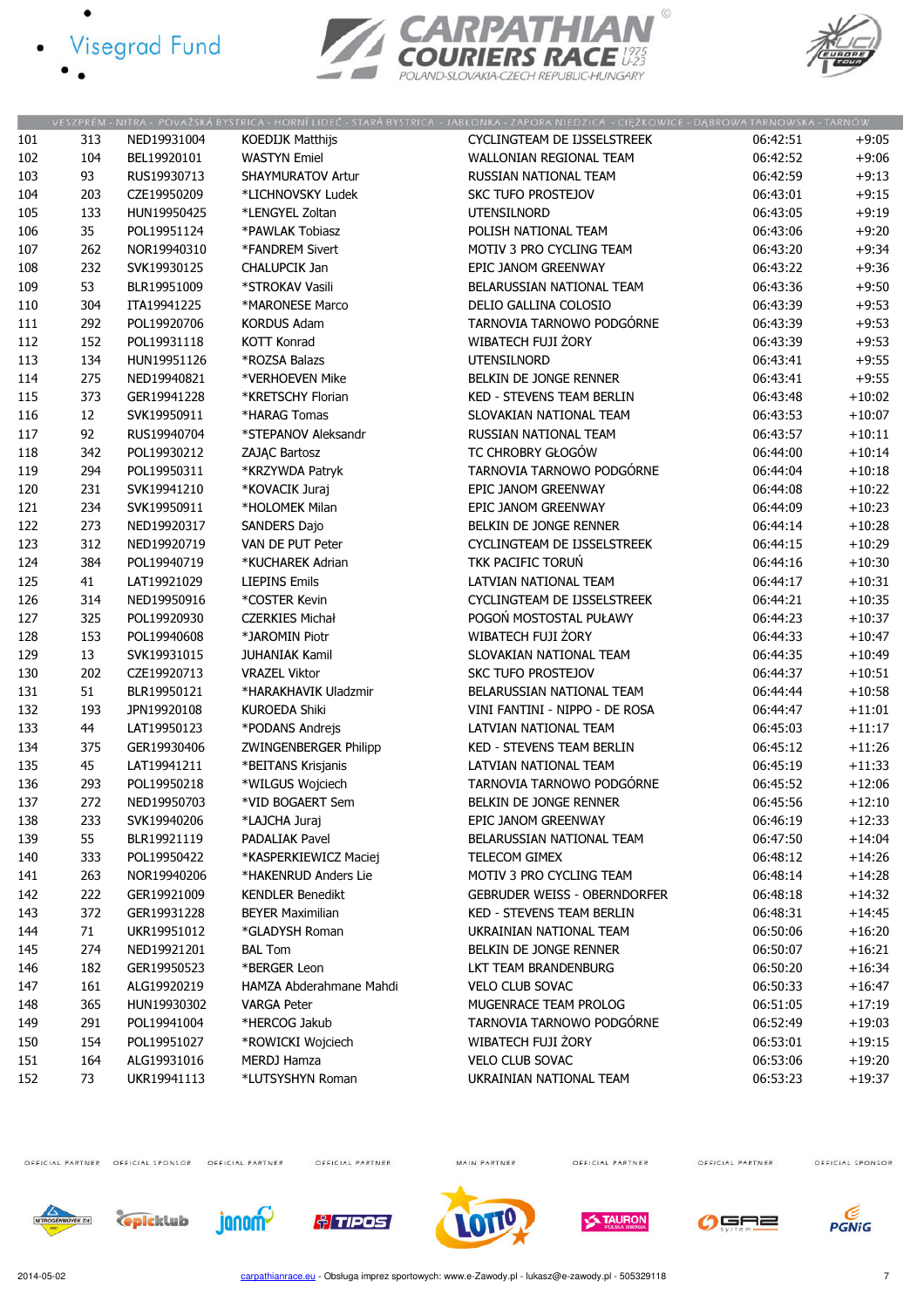VESZPRÉM - NITRA - POVAŽSKÁ BYSTRICA - HORNÍ LIDEČ - STARÁ BYSTRICA - JABŁONKA - ZAPORA NIEDZICA - CIĘŻKOWICE - DĄBROWA TARNOWSKA - TARNÓW

| | | | | | | |
|---|---|---|---|---|---|---|
| 101 | 313 | NED19931004 | KOEDIJK Matthijs | CYCLINGTEAM DE IJSSELSTREEK | 06:42:51 | +9:05 |
| 102 | 104 | BEL19920101 | WASTYN Emiel | WALLONIAN REGIONAL TEAM | 06:42:52 | +9:06 |
| 103 | 93 | RUS19930713 | SHAYMURATOV Artur | RUSSIAN NATIONAL TEAM | 06:42:59 | +9:13 |
| 104 | 203 | CZE19950209 | *LICHNOVSKY Ludek | SKC TUFO PROSTEJOV | 06:43:01 | +9:15 |
| 105 | 133 | HUN19950425 | *LENGYEL Zoltan | UTENSILNORD | 06:43:05 | +9:19 |
| 106 | 35 | POL19951124 | *PAWLAK Tobiasz | POLISH NATIONAL TEAM | 06:43:06 | +9:20 |
| 107 | 262 | NOR19940310 | *FANDREM Sivert | MOTIV 3 PRO CYCLING TEAM | 06:43:20 | +9:34 |
| 108 | 232 | SVK19930125 | CHALUPCIK Jan | EPIC JANOM GREENWAY | 06:43:22 | +9:36 |
| 109 | 53 | BLR19951009 | *STROKAV Vasili | BELARUSSIAN NATIONAL TEAM | 06:43:36 | +9:50 |
| 110 | 304 | ITA19941225 | *MARONESE Marco | DELIO GALLINA COLOSIO | 06:43:39 | +9:53 |
| 111 | 292 | POL19920706 | KORDUS Adam | TARNOVIA TARNOWO PODGÓRNE | 06:43:39 | +9:53 |
| 112 | 152 | POL19931118 | KOTT Konrad | WIBATECH FUJI ŻORY | 06:43:39 | +9:53 |
| 113 | 134 | HUN19951126 | *ROZSA Balazs | UTENSILNORD | 06:43:41 | +9:55 |
| 114 | 275 | NED19940821 | *VERHOEVEN Mike | BELKIN DE JONGE RENNER | 06:43:41 | +9:55 |
| 115 | 373 | GER19941228 | *KRETSCHY Florian | KED - STEVENS TEAM BERLIN | 06:43:48 | +10:02 |
| 116 | 12 | SVK19950911 | *HARAG Tomas | SLOVAKIAN NATIONAL TEAM | 06:43:53 | +10:07 |
| 117 | 92 | RUS19940704 | *STEPANOV Aleksandr | RUSSIAN NATIONAL TEAM | 06:43:57 | +10:11 |
| 118 | 342 | POL19930212 | ZAJĄC Bartosz | TC CHROBRY GŁOGÓW | 06:44:00 | +10:14 |
| 119 | 294 | POL19950311 | *KRZYWDA Patryk | TARNOVIA TARNOWO PODGÓRNE | 06:44:04 | +10:18 |
| 120 | 231 | SVK19941210 | *KOVACIK Juraj | EPIC JANOM GREENWAY | 06:44:08 | +10:22 |
| 121 | 234 | SVK19950911 | *HOLOMEK Milan | EPIC JANOM GREENWAY | 06:44:09 | +10:23 |
| 122 | 273 | NED19920317 | SANDERS Dajo | BELKIN DE JONGE RENNER | 06:44:14 | +10:28 |
| 123 | 312 | NED19920719 | VAN DE PUT Peter | CYCLINGTEAM DE IJSSELSTREEK | 06:44:15 | +10:29 |
| 124 | 384 | POL19940719 | *KUCHAREK Adrian | TKK PACIFIC TORUŃ | 06:44:16 | +10:30 |
| 125 | 41 | LAT19921029 | LIEPINS Emils | LATVIAN NATIONAL TEAM | 06:44:17 | +10:31 |
| 126 | 314 | NED19950916 | *COSTER Kevin | CYCLINGTEAM DE IJSSELSTREEK | 06:44:21 | +10:35 |
| 127 | 325 | POL19920930 | CZERKIES Michał | POGOŃ MOSTOSTAL PUŁAWY | 06:44:23 | +10:37 |
| 128 | 153 | POL19940608 | *JAROMIN Piotr | WIBATECH FUJI ŻORY | 06:44:33 | +10:47 |
| 129 | 13 | SVK19931015 | JUHANIAK Kamil | SLOVAKIAN NATIONAL TEAM | 06:44:35 | +10:49 |
| 130 | 202 | CZE19920713 | VRAZEL Viktor | SKC TUFO PROSTEJOV | 06:44:37 | +10:51 |
| 131 | 51 | BLR19950121 | *HARAKHAVIK Uladzmir | BELARUSSIAN NATIONAL TEAM | 06:44:44 | +10:58 |
| 132 | 193 | JPN19920108 | KUROEDA Shiki | VINI FANTINI - NIPPO - DE ROSA | 06:44:47 | +11:01 |
| 133 | 44 | LAT19950123 | *PODANS Andrejs | LATVIAN NATIONAL TEAM | 06:45:03 | +11:17 |
| 134 | 375 | GER19930406 | ZWINGENBERGER Philipp | KED - STEVENS TEAM BERLIN | 06:45:12 | +11:26 |
| 135 | 45 | LAT19941211 | *BEITANS Krisjanis | LATVIAN NATIONAL TEAM | 06:45:19 | +11:33 |
| 136 | 293 | POL19950218 | *WILGUS Wojciech | TARNOVIA TARNOWO PODGÓRNE | 06:45:52 | +12:06 |
| 137 | 272 | NED19950703 | *VID BOGAERT Sem | BELKIN DE JONGE RENNER | 06:45:56 | +12:10 |
| 138 | 233 | SVK19940206 | *LAJCHA Juraj | EPIC JANOM GREENWAY | 06:46:19 | +12:33 |
| 139 | 55 | BLR19921119 | PADALIAK Pavel | BELARUSSIAN NATIONAL TEAM | 06:47:50 | +14:04 |
| 140 | 333 | POL19950422 | *KASPERKIEWICZ Maciej | TELECOM GIMEX | 06:48:12 | +14:26 |
| 141 | 263 | NOR19940206 | *HAKENRUD Anders Lie | MOTIV 3 PRO CYCLING TEAM | 06:48:14 | +14:28 |
| 142 | 222 | GER19921009 | KENDLER Benedikt | GEBRUDER WEISS - OBERNDORFER | 06:48:18 | +14:32 |
| 143 | 372 | GER19931228 | BEYER Maximilian | KED - STEVENS TEAM BERLIN | 06:48:31 | +14:45 |
| 144 | 71 | UKR19951012 | *GLADYSH Roman | UKRAINIAN NATIONAL TEAM | 06:50:06 | +16:20 |
| 145 | 274 | NED19921201 | BAL Tom | BELKIN DE JONGE RENNER | 06:50:07 | +16:21 |
| 146 | 182 | GER19950523 | *BERGER Leon | LKT TEAM BRANDENBURG | 06:50:20 | +16:34 |
| 147 | 161 | ALG19920219 | HAMZA Abderahmane Mahdi | VELO CLUB SOVAC | 06:50:33 | +16:47 |
| 148 | 365 | HUN19930302 | VARGA Peter | MUGENRACE TEAM PROLOG | 06:51:05 | +17:19 |
| 149 | 291 | POL19941004 | *HERCOG Jakub | TARNOVIA TARNOWO PODGÓRNE | 06:52:49 | +19:03 |
| 150 | 154 | POL19951027 | *ROWICKI Wojciech | WIBATECH FUJI ŻORY | 06:53:01 | +19:15 |
| 151 | 164 | ALG19931016 | MERDJ Hamza | VELO CLUB SOVAC | 06:53:06 | +19:20 |
| 152 | 73 | UKR19941113 | *LUTSYSHYN Roman | UKRAINIAN NATIONAL TEAM | 06:53:23 | +19:37 |

OFFICIAL PARTNER · OFFICIAL SPONSOR · OFFICIAL PARTNER · OFFICIAL PARTNER · MAIN PARTNER · OFFICIAL PARTNER · OFFICIAL PARTNER · OFFICIAL SPONSOR

2014-05-02 carpathianrace.eu - Obsługa imprez sportowych: www.e-Zawody.pl - lukasz@e-zawody.pl - 505329118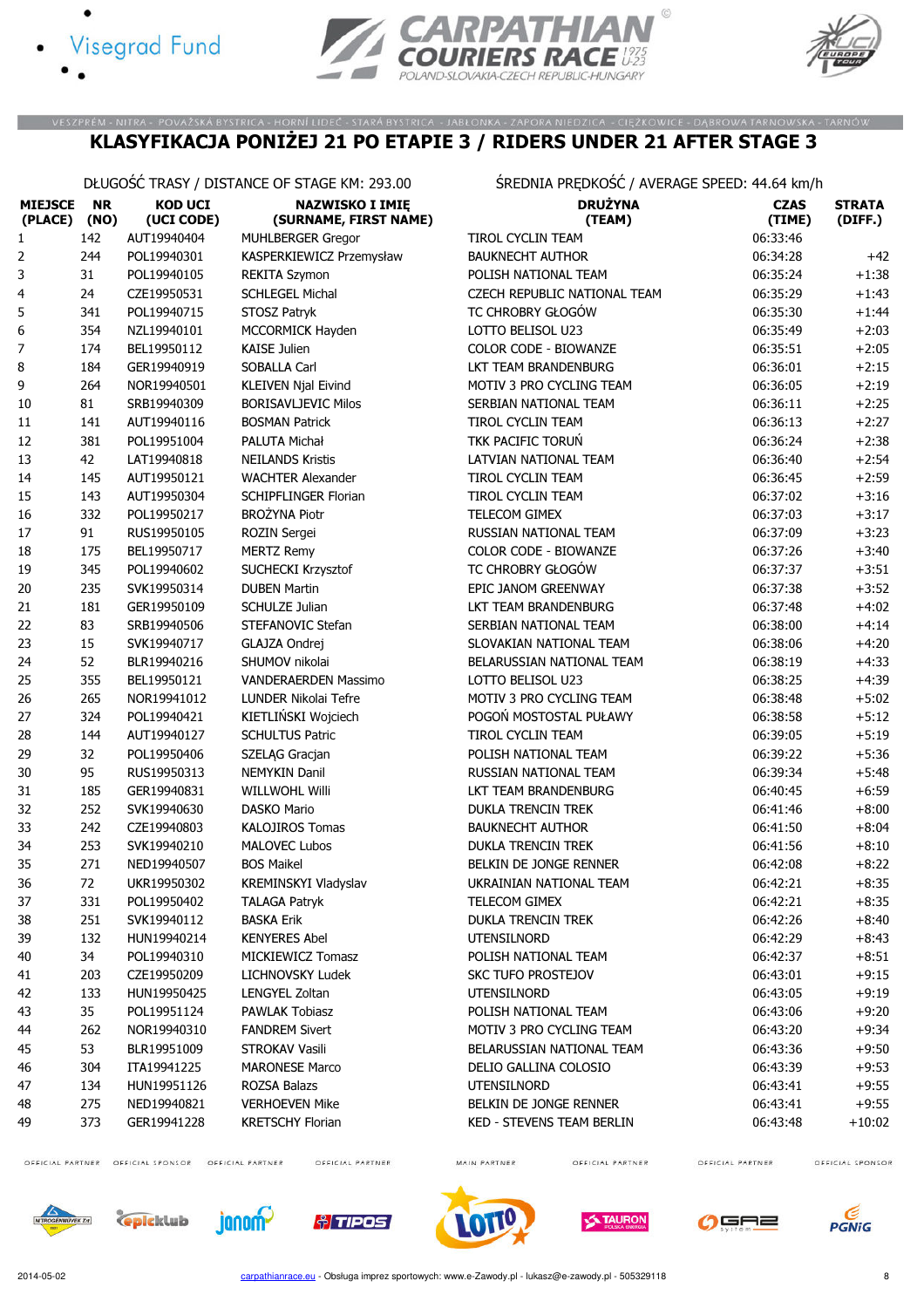VESZPRÉM - NITRA - POVAŽSKÁ BYSTRICA - HORNÍ LIDEČ - STARÁ BYSTRICA - JABŁONKA - ZAPORA NIEDZICA - CIĘŻKOWICE - DĄBROWA TARNOWSKA - TARNÓW

# KLASYFIKACJA PONIŻEJ 21 PO ETAPIE 3 / RIDERS UNDER 21 AFTER STAGE 3

DŁUGOŚĆ TRASY / DISTANCE OF STAGE KM: 293.00

ŚREDNIA PRĘDKOŚĆ / AVERAGE SPEED: 44.64 km/h

| MIEJSCE (PLACE) | NR (NO) | KOD UCI (UCI CODE) | NAZWISKO I IMIĘ (SURNAME, FIRST NAME) | DRUŻYNA (TEAM) | CZAS (TIME) | STRATA (DIFF.) |
|---|---|---|---|---|---|---|
| 1 | 142 | AUT19940404 | MUHLBERGER Gregor | TIROL CYCLIN TEAM | 06:33:46 | |
| 2 | 244 | POL19940301 | KASPERKIEWICZ Przemysław | BAUKNECHT AUTHOR | 06:34:28 | +42 |
| 3 | 31 | POL19940105 | REKITA Szymon | POLISH NATIONAL TEAM | 06:35:24 | +1:38 |
| 4 | 24 | CZE19950531 | SCHLEGEL Michal | CZECH REPUBLIC NATIONAL TEAM | 06:35:29 | +1:43 |
| 5 | 341 | POL19940715 | STOSZ Patryk | TC CHROBRY GŁOGÓW | 06:35:30 | +1:44 |
| 6 | 354 | NZL19940101 | MCCORMICK Hayden | LOTTO BELISOL U23 | 06:35:49 | +2:03 |
| 7 | 174 | BEL19950112 | KAISE Julien | COLOR CODE - BIOWANZE | 06:35:51 | +2:05 |
| 8 | 184 | GER19940919 | SOBALLA Carl | LKT TEAM BRANDENBURG | 06:36:01 | +2:15 |
| 9 | 264 | NOR19940501 | KLEIVEN Njal Eivind | MOTIV 3 PRO CYCLING TEAM | 06:36:05 | +2:19 |
| 10 | 81 | SRB19940309 | BORISAVLJEVIC Milos | SERBIAN NATIONAL TEAM | 06:36:11 | +2:25 |
| 11 | 141 | AUT19940116 | BOSMAN Patrick | TIROL CYCLIN TEAM | 06:36:13 | +2:27 |
| 12 | 381 | POL19951004 | PALUTA Michał | TKK PACIFIC TORUŃ | 06:36:24 | +2:38 |
| 13 | 42 | LAT19940818 | NEILANDS Kristis | LATVIAN NATIONAL TEAM | 06:36:40 | +2:54 |
| 14 | 145 | AUT19950121 | WACHTER Alexander | TIROL CYCLIN TEAM | 06:36:45 | +2:59 |
| 15 | 143 | AUT19950304 | SCHIPFLINGER Florian | TIROL CYCLIN TEAM | 06:37:02 | +3:16 |
| 16 | 332 | POL19950217 | BROŻYNA Piotr | TELECOM GIMEX | 06:37:03 | +3:17 |
| 17 | 91 | RUS19950105 | ROZIN Sergei | RUSSIAN NATIONAL TEAM | 06:37:09 | +3:23 |
| 18 | 175 | BEL19950717 | MERTZ Remy | COLOR CODE - BIOWANZE | 06:37:26 | +3:40 |
| 19 | 345 | POL19940602 | SUCHECKI Krzysztof | TC CHROBRY GŁOGÓW | 06:37:37 | +3:51 |
| 20 | 235 | SVK19950314 | DUBEN Martin | EPIC JANOM GREENWAY | 06:37:38 | +3:52 |
| 21 | 181 | GER19950109 | SCHULZE Julian | LKT TEAM BRANDENBURG | 06:37:48 | +4:02 |
| 22 | 83 | SRB19940506 | STEFANOVIC Stefan | SERBIAN NATIONAL TEAM | 06:38:00 | +4:14 |
| 23 | 15 | SVK19940717 | GLAJZA Ondrej | SLOVAKIAN NATIONAL TEAM | 06:38:06 | +4:20 |
| 24 | 52 | BLR19940216 | SHUMOV nikolai | BELARUSSIAN NATIONAL TEAM | 06:38:19 | +4:33 |
| 25 | 355 | BEL19950121 | VANDERAERDEN Massimo | LOTTO BELISOL U23 | 06:38:25 | +4:39 |
| 26 | 265 | NOR19941012 | LUNDER Nikolai Tefre | MOTIV 3 PRO CYCLING TEAM | 06:38:48 | +5:02 |
| 27 | 324 | POL19940421 | KIETLIŃSKI Wojciech | POGOŃ MOSTOSTAL PUŁAWY | 06:38:58 | +5:12 |
| 28 | 144 | AUT19940127 | SCHULTUS Patric | TIROL CYCLIN TEAM | 06:39:05 | +5:19 |
| 29 | 32 | POL19950406 | SZELĄG Gracjan | POLISH NATIONAL TEAM | 06:39:22 | +5:36 |
| 30 | 95 | RUS19950313 | NEMYKIN Danil | RUSSIAN NATIONAL TEAM | 06:39:34 | +5:48 |
| 31 | 185 | GER19940831 | WILLWOHL Willi | LKT TEAM BRANDENBURG | 06:40:45 | +6:59 |
| 32 | 252 | SVK19940630 | DASKO Mario | DUKLA TRENCIN TREK | 06:41:46 | +8:00 |
| 33 | 242 | CZE19940803 | KALOJIROS Tomas | BAUKNECHT AUTHOR | 06:41:50 | +8:04 |
| 34 | 253 | SVK19940210 | MALOVEC Lubos | DUKLA TRENCIN TREK | 06:41:56 | +8:10 |
| 35 | 271 | NED19940507 | BOS Maikel | BELKIN DE JONGE RENNER | 06:42:08 | +8:22 |
| 36 | 72 | UKR19950302 | KREMINSKYI Vladyslav | UKRAINIAN NATIONAL TEAM | 06:42:21 | +8:35 |
| 37 | 331 | POL19950402 | TALAGA Patryk | TELECOM GIMEX | 06:42:21 | +8:35 |
| 38 | 251 | SVK19940112 | BASKA Erik | DUKLA TRENCIN TREK | 06:42:26 | +8:40 |
| 39 | 132 | HUN19940214 | KENYERES Abel | UTENSILNORD | 06:42:29 | +8:43 |
| 40 | 34 | POL19940310 | MICKIEWICZ Tomasz | POLISH NATIONAL TEAM | 06:42:37 | +8:51 |
| 41 | 203 | CZE19950209 | LICHNOVSKY Ludek | SKC TUFO PROSTEJOV | 06:43:01 | +9:15 |
| 42 | 133 | HUN19950425 | LENGYEL Zoltan | UTENSILNORD | 06:43:05 | +9:19 |
| 43 | 35 | POL19951124 | PAWLAK Tobiasz | POLISH NATIONAL TEAM | 06:43:06 | +9:20 |
| 44 | 262 | NOR19940310 | FANDREM Sivert | MOTIV 3 PRO CYCLING TEAM | 06:43:20 | +9:34 |
| 45 | 53 | BLR19951009 | STROKAV Vasili | BELARUSSIAN NATIONAL TEAM | 06:43:36 | +9:50 |
| 46 | 304 | ITA19941225 | MARONESE Marco | DELIO GALLINA COLOSIO | 06:43:39 | +9:53 |
| 47 | 134 | HUN19951126 | ROZSA Balazs | UTENSILNORD | 06:43:41 | +9:55 |
| 48 | 275 | NED19940821 | VERHOEVEN Mike | BELKIN DE JONGE RENNER | 06:43:41 | +9:55 |
| 49 | 373 | GER19941228 | KRETSCHY Florian | KED - STEVENS TEAM BERLIN | 06:43:48 | +10:02 |

2014-05-02 carpathianrace.eu - Obsługa imprez sportowych: www.e-Zawody.pl - lukasz@e-zawody.pl - 505329118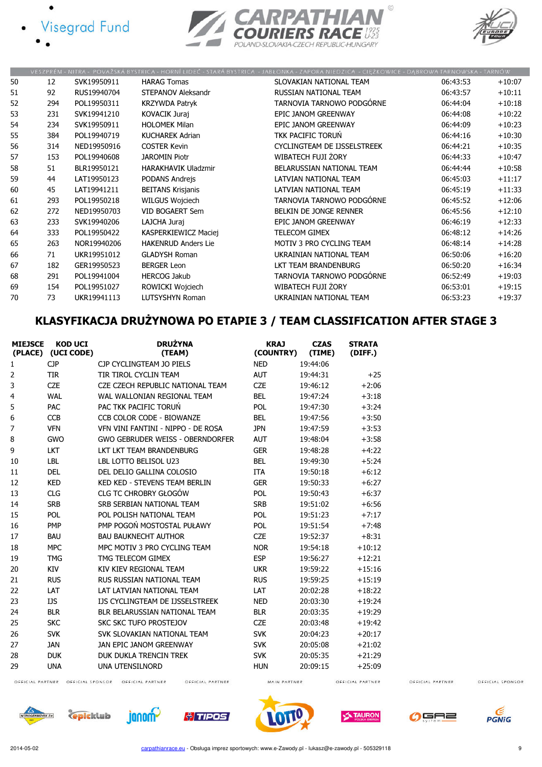VESZPRÉM - NITRA - POVAŽSKÁ BYSTRICA - HORNÍ LIDEČ - STARÁ BYSTRICA - JABŁONKA - ZAPORA NIEDZICA - CIĘŻKOWICE - DĄBROWA TARNOWSKA - TARNÓW

| | | | | | | |
|---|---|---|---|---|---|---|
| 50 | 12 | SVK19950911 | HARAG Tomas | SLOVAKIAN NATIONAL TEAM | 06:43:53 | +10:07 |
| 51 | 92 | RUS19940704 | STEPANOV Aleksandr | RUSSIAN NATIONAL TEAM | 06:43:57 | +10:11 |
| 52 | 294 | POL19950311 | KRZYWDA Patryk | TARNOVIA TARNOWO PODGÓRNE | 06:44:04 | +10:18 |
| 53 | 231 | SVK19941210 | KOVACIK Juraj | EPIC JANOM GREENWAY | 06:44:08 | +10:22 |
| 54 | 234 | SVK19950911 | HOLOMEK Milan | EPIC JANOM GREENWAY | 06:44:09 | +10:23 |
| 55 | 384 | POL19940719 | KUCHAREK Adrian | TKK PACIFIC TORUŃ | 06:44:16 | +10:30 |
| 56 | 314 | NED19950916 | COSTER Kevin | CYCLINGTEAM DE IJSSELSTREEK | 06:44:21 | +10:35 |
| 57 | 153 | POL19940608 | JAROMIN Piotr | WIBATECH FUJI ŻORY | 06:44:33 | +10:47 |
| 58 | 51 | BLR19950121 | HARAKHAVIK Uladzmir | BELARUSSIAN NATIONAL TEAM | 06:44:44 | +10:58 |
| 59 | 44 | LAT19950123 | PODANS Andrejs | LATVIAN NATIONAL TEAM | 06:45:03 | +11:17 |
| 60 | 45 | LAT19941211 | BEITANS Krisjanis | LATVIAN NATIONAL TEAM | 06:45:19 | +11:33 |
| 61 | 293 | POL19950218 | WILGUS Wojciech | TARNOVIA TARNOWO PODGÓRNE | 06:45:52 | +12:06 |
| 62 | 272 | NED19950703 | VID BOGAERT Sem | BELKIN DE JONGE RENNER | 06:45:56 | +12:10 |
| 63 | 233 | SVK19940206 | LAJCHA Juraj | EPIC JANOM GREENWAY | 06:46:19 | +12:33 |
| 64 | 333 | POL19950422 | KASPERKIEWICZ Maciej | TELECOM GIMEX | 06:48:12 | +14:26 |
| 65 | 263 | NOR19940206 | HAKENRUD Anders Lie | MOTIV 3 PRO CYCLING TEAM | 06:48:14 | +14:28 |
| 66 | 71 | UKR19951012 | GLADYSH Roman | UKRAINIAN NATIONAL TEAM | 06:50:06 | +16:20 |
| 67 | 182 | GER19950523 | BERGER Leon | LKT TEAM BRANDENBURG | 06:50:20 | +16:34 |
| 68 | 291 | POL19941004 | HERCOG Jakub | TARNOVIA TARNOWO PODGÓRNE | 06:52:49 | +19:03 |
| 69 | 154 | POL19951027 | ROWICKI Wojciech | WIBATECH FUJI ŻORY | 06:53:01 | +19:15 |
| 70 | 73 | UKR19941113 | LUTSYSHYN Roman | UKRAINIAN NATIONAL TEAM | 06:53:23 | +19:37 |

## KLASYFIKACJA DRUŻYNOWA PO ETAPIE 3 / TEAM CLASSIFICATION AFTER STAGE 3

| MIEJSCE (PLACE) | KOD UCI (UCI CODE) | DRUŻYNA (TEAM) | KRAJ (COUNTRY) | CZAS (TIME) | STRATA (DIFF.) |
|---|---|---|---|---|---|
| 1 | CJP | CJP CYCLINGTEAM JO PIELS | NED | 19:44:06 | |
| 2 | TIR | TIR TIROL CYCLIN TEAM | AUT | 19:44:31 | +25 |
| 3 | CZE | CZE CZECH REPUBLIC NATIONAL TEAM | CZE | 19:46:12 | +2:06 |
| 4 | WAL | WAL WALLONIAN REGIONAL TEAM | BEL | 19:47:24 | +3:18 |
| 5 | PAC | PAC TKK PACIFIC TORUŃ | POL | 19:47:30 | +3:24 |
| 6 | CCB | CCB COLOR CODE - BIOWANZE | BEL | 19:47:56 | +3:50 |
| 7 | VFN | VFN VINI FANTINI - NIPPO - DE ROSA | JPN | 19:47:59 | +3:53 |
| 8 | GWO | GWO GEBRUDER WEISS - OBERNDORFER | AUT | 19:48:04 | +3:58 |
| 9 | LKT | LKT LKT TEAM BRANDENBURG | GER | 19:48:28 | +4:22 |
| 10 | LBL | LBL LOTTO BELISOL U23 | BEL | 19:49:30 | +5:24 |
| 11 | DEL | DEL DELIO GALLINA COLOSIO | ITA | 19:50:18 | +6:12 |
| 12 | KED | KED KED - STEVENS TEAM BERLIN | GER | 19:50:33 | +6:27 |
| 13 | CLG | CLG TC CHROBRY GŁOGÓW | POL | 19:50:43 | +6:37 |
| 14 | SRB | SRB SERBIAN NATIONAL TEAM | SRB | 19:51:02 | +6:56 |
| 15 | POL | POL POLISH NATIONAL TEAM | POL | 19:51:23 | +7:17 |
| 16 | PMP | PMP POGOŃ MOSTOSTAL PUŁAWY | POL | 19:51:54 | +7:48 |
| 17 | BAU | BAU BAUKNECHT AUTHOR | CZE | 19:52:37 | +8:31 |
| 18 | MPC | MPC MOTIV 3 PRO CYCLING TEAM | NOR | 19:54:18 | +10:12 |
| 19 | TMG | TMG TELECOM GIMEX | ESP | 19:56:27 | +12:21 |
| 20 | KIV | KIV KIEV REGIONAL TEAM | UKR | 19:59:22 | +15:16 |
| 21 | RUS | RUS RUSSIAN NATIONAL TEAM | RUS | 19:59:25 | +15:19 |
| 22 | LAT | LAT LATVIAN NATIONAL TEAM | LAT | 20:02:28 | +18:22 |
| 23 | IJS | IJS CYCLINGTEAM DE IJSSELSTREEK | NED | 20:03:30 | +19:24 |
| 24 | BLR | BLR BELARUSSIAN NATIONAL TEAM | BLR | 20:03:35 | +19:29 |
| 25 | SKC | SKC SKC TUFO PROSTEJOV | CZE | 20:03:48 | +19:42 |
| 26 | SVK | SVK SLOVAKIAN NATIONAL TEAM | SVK | 20:04:23 | +20:17 |
| 27 | JAN | JAN EPIC JANOM GREENWAY | SVK | 20:05:08 | +21:02 |
| 28 | DUK | DUK DUKLA TRENCIN TREK | SVK | 20:05:35 | +21:29 |
| 29 | UNA | UNA UTENSILNORD | HUN | 20:09:15 | +25:09 |

OFFICIAL PARTNER · OFFICIAL SPONSOR · OFFICIAL PARTNER · OFFICIAL PARTNER · MAIN PARTNER · OFFICIAL PARTNER · OFFICIAL PARTNER · OFFICIAL SPONSOR

2014-05-02 carpathianrace.eu - Obsługa imprez sportowych: www.e-Zawody.pl - lukasz@e-zawody.pl - 505329118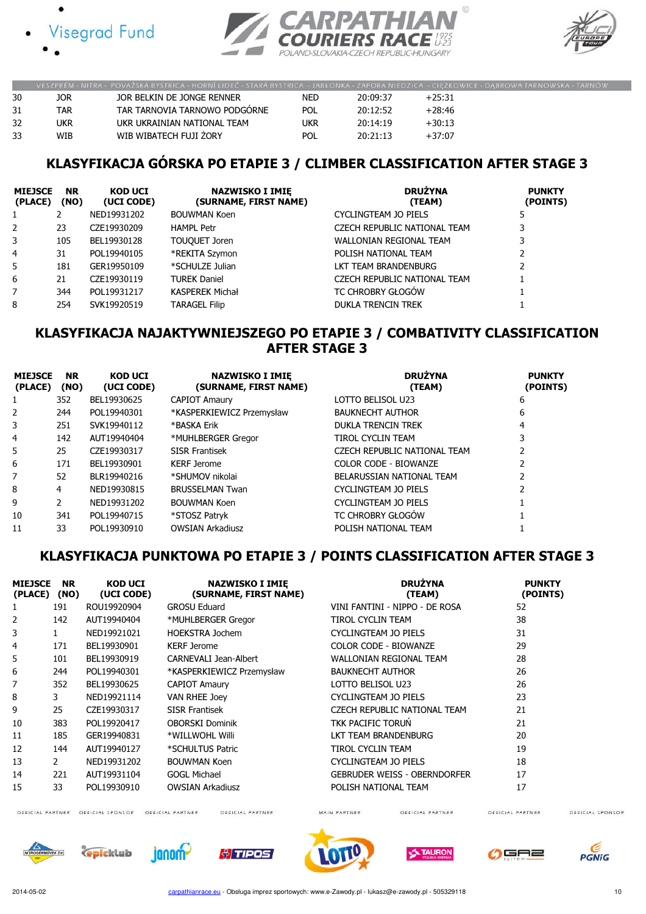VESZPRÉM - NITRA - POVAŽSKÁ BYSTRICA - HORNÍ LIDEČ - STARÁ BYSTRICA - JABŁONKA - ZAPORA NIEDZICA - CIĘŻKOWICE - DĄBROWA TARNOWSKA - TARNÓW

| | | | | | |
|---|---|---|---|---|---|
| 30 | JOR | JOR BELKIN DE JONGE RENNER | NED | 20:09:37 | +25:31 |
| 31 | TAR | TAR TARNOVIA TARNOWO PODGÓRNE | POL | 20:12:52 | +28:46 |
| 32 | UKR | UKR UKRAINIAN NATIONAL TEAM | UKR | 20:14:19 | +30:13 |
| 33 | WIB | WIB WIBATECH FUJI ŻORY | POL | 20:21:13 | +37:07 |

## KLASYFIKACJA GÓRSKA PO ETAPIE 3 / CLIMBER CLASSIFICATION AFTER STAGE 3

| MIEJSCE (PLACE) | NR (NO) | KOD UCI (UCI CODE) | NAZWISKO I IMIĘ (SURNAME, FIRST NAME) | DRUŻYNA (TEAM) | PUNKTY (POINTS) |
|---|---|---|---|---|---|
| 1 | 2 | NED19931202 | BOUWMAN Koen | CYCLINGTEAM JO PIELS | 5 |
| 2 | 23 | CZE19930209 | HAMPL Petr | CZECH REPUBLIC NATIONAL TEAM | 3 |
| 3 | 105 | BEL19930128 | TOUQUET Joren | WALLONIAN REGIONAL TEAM | 3 |
| 4 | 31 | POL19940105 | *REKITA Szymon | POLISH NATIONAL TEAM | 2 |
| 5 | 181 | GER19950109 | *SCHULZE Julian | LKT TEAM BRANDENBURG | 2 |
| 6 | 21 | CZE19930119 | TUREK Daniel | CZECH REPUBLIC NATIONAL TEAM | 1 |
| 7 | 344 | POL19931217 | KASPEREK Michał | TC CHROBRY GŁOGÓW | 1 |
| 8 | 254 | SVK19920519 | TARAGEL Filip | DUKLA TRENCIN TREK | 1 |

## KLASYFIKACJA NAJAKTYWNIEJSZEGO PO ETAPIE 3 / COMBATIVITY CLASSIFICATION AFTER STAGE 3

| MIEJSCE (PLACE) | NR (NO) | KOD UCI (UCI CODE) | NAZWISKO I IMIĘ (SURNAME, FIRST NAME) | DRUŻYNA (TEAM) | PUNKTY (POINTS) |
|---|---|---|---|---|---|
| 1 | 352 | BEL19930625 | CAPIOT Amaury | LOTTO BELISOL U23 | 6 |
| 2 | 244 | POL19940301 | *KASPERKIEWICZ Przemysław | BAUKNECHT AUTHOR | 6 |
| 3 | 251 | SVK19940112 | *BASKA Erik | DUKLA TRENCIN TREK | 4 |
| 4 | 142 | AUT19940404 | *MUHLBERGER Gregor | TIROL CYCLIN TEAM | 3 |
| 5 | 25 | CZE19930317 | SISR Frantisek | CZECH REPUBLIC NATIONAL TEAM | 2 |
| 6 | 171 | BEL19930901 | KERF Jerome | COLOR CODE - BIOWANZE | 2 |
| 7 | 52 | BLR19940216 | *SHUMOV nikolai | BELARUSSIAN NATIONAL TEAM | 2 |
| 8 | 4 | NED19930815 | BRUSSELMAN Twan | CYCLINGTEAM JO PIELS | 2 |
| 9 | 2 | NED19931202 | BOUWMAN Koen | CYCLINGTEAM JO PIELS | 1 |
| 10 | 341 | POL19940715 | *STOSZ Patryk | TC CHROBRY GŁOGÓW | 1 |
| 11 | 33 | POL19930910 | OWSIAN Arkadiusz | POLISH NATIONAL TEAM | 1 |

## KLASYFIKACJA PUNKTOWA PO ETAPIE 3 / POINTS CLASSIFICATION AFTER STAGE 3

| MIEJSCE (PLACE) | NR (NO) | KOD UCI (UCI CODE) | NAZWISKO I IMIĘ (SURNAME, FIRST NAME) | DRUŻYNA (TEAM) | PUNKTY (POINTS) |
|---|---|---|---|---|---|
| 1 | 191 | ROU19920904 | GROSU Eduard | VINI FANTINI - NIPPO - DE ROSA | 52 |
| 2 | 142 | AUT19940404 | *MUHLBERGER Gregor | TIROL CYCLIN TEAM | 38 |
| 3 | 1 | NED19921021 | HOEKSTRA Jochem | CYCLINGTEAM JO PIELS | 31 |
| 4 | 171 | BEL19930901 | KERF Jerome | COLOR CODE - BIOWANZE | 29 |
| 5 | 101 | BEL19930919 | CARNEVALI Jean-Albert | WALLONIAN REGIONAL TEAM | 28 |
| 6 | 244 | POL19940301 | *KASPERKIEWICZ Przemysław | BAUKNECHT AUTHOR | 26 |
| 7 | 352 | BEL19930625 | CAPIOT Amaury | LOTTO BELISOL U23 | 26 |
| 8 | 3 | NED19921114 | VAN RHEE Joey | CYCLINGTEAM JO PIELS | 23 |
| 9 | 25 | CZE19930317 | SISR Frantisek | CZECH REPUBLIC NATIONAL TEAM | 21 |
| 10 | 383 | POL19920417 | OBORSKI Dominik | TKK PACIFIC TORUŃ | 21 |
| 11 | 185 | GER19940831 | *WILLWOHL Willi | LKT TEAM BRANDENBURG | 20 |
| 12 | 144 | AUT19940127 | *SCHULTUS Patric | TIROL CYCLIN TEAM | 19 |
| 13 | 2 | NED19931202 | BOUWMAN Koen | CYCLINGTEAM JO PIELS | 18 |
| 14 | 221 | AUT19931104 | GOGL Michael | GEBRUDER WEISS - OBERNDORFER | 17 |
| 15 | 33 | POL19930910 | OWSIAN Arkadiusz | POLISH NATIONAL TEAM | 17 |

2014-05-02 carpathianrace.eu - Obsługa imprez sportowych: www.e-Zawody.pl - lukasz@e-zawody.pl - 505329118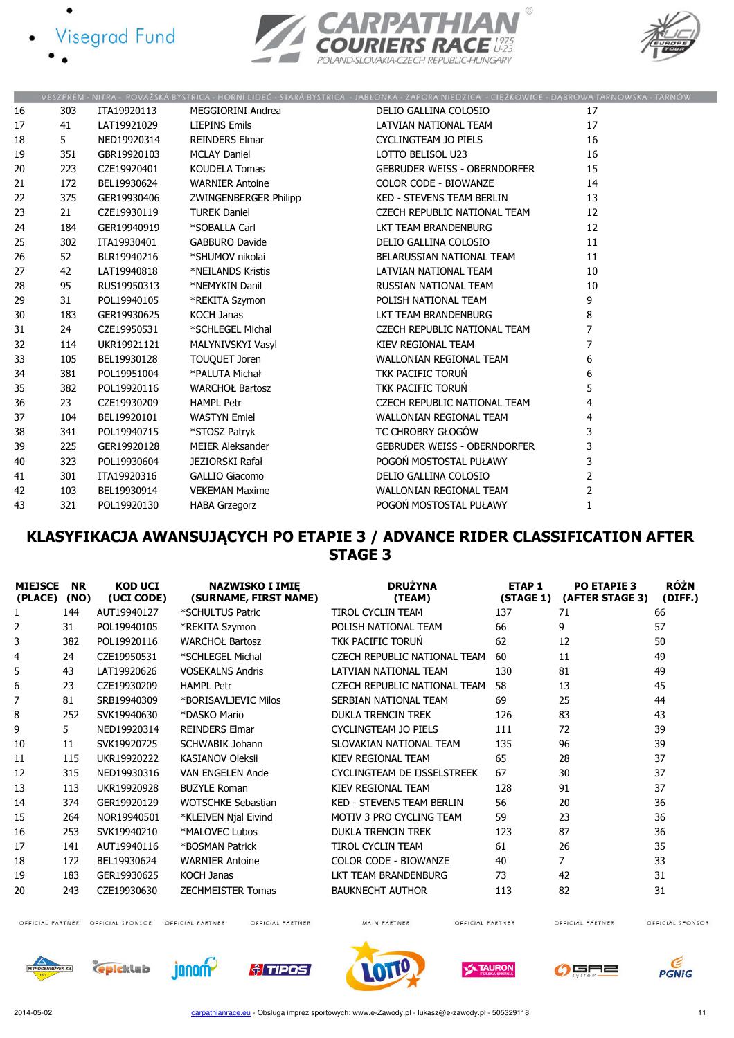VESZPRÉM - NITRA - POVAŽSKÁ BYSTRICA - HORNÍ LIDEČ - STARÁ BYSTRICA - JABŁONKA - ZAPORA NIEDZICA - CIĘŻKOWICE - DĄBROWA TARNOWSKA - TARNÓW

| | | | | | |
|---|---|---|---|---|---|
| 16 | 303 | ITA19920113 | MEGGIORINI Andrea | DELIO GALLINA COLOSIO | 17 |
| 17 | 41 | LAT19921029 | LIEPINS Emils | LATVIAN NATIONAL TEAM | 17 |
| 18 | 5 | NED19920314 | REINDERS Elmar | CYCLINGTEAM JO PIELS | 16 |
| 19 | 351 | GBR19920103 | MCLAY Daniel | LOTTO BELISOL U23 | 16 |
| 20 | 223 | CZE19920401 | KOUDELA Tomas | GEBRUDER WEISS - OBERNDORFER | 15 |
| 21 | 172 | BEL19930624 | WARNIER Antoine | COLOR CODE - BIOWANZE | 14 |
| 22 | 375 | GER19930406 | ZWINGENBERGER Philipp | KED - STEVENS TEAM BERLIN | 13 |
| 23 | 21 | CZE19930119 | TUREK Daniel | CZECH REPUBLIC NATIONAL TEAM | 12 |
| 24 | 184 | GER19940919 | *SOBALLA Carl | LKT TEAM BRANDENBURG | 12 |
| 25 | 302 | ITA19930401 | GABBURO Davide | DELIO GALLINA COLOSIO | 11 |
| 26 | 52 | BLR19940216 | *SHUMOV nikolai | BELARUSSIAN NATIONAL TEAM | 11 |
| 27 | 42 | LAT19940818 | *NEILANDS Kristis | LATVIAN NATIONAL TEAM | 10 |
| 28 | 95 | RUS19950313 | *NEMYKIN Danil | RUSSIAN NATIONAL TEAM | 10 |
| 29 | 31 | POL19940105 | *REKITA Szymon | POLISH NATIONAL TEAM | 9 |
| 30 | 183 | GER19930625 | KOCH Janas | LKT TEAM BRANDENBURG | 8 |
| 31 | 24 | CZE19950531 | *SCHLEGEL Michal | CZECH REPUBLIC NATIONAL TEAM | 7 |
| 32 | 114 | UKR19921121 | MALYNIVSKYI Vasyl | KIEV REGIONAL TEAM | 7 |
| 33 | 105 | BEL19930128 | TOUQUET Joren | WALLONIAN REGIONAL TEAM | 6 |
| 34 | 381 | POL19951004 | *PALUTA Michał | TKK PACIFIC TORUŃ | 6 |
| 35 | 382 | POL19920116 | WARCHOŁ Bartosz | TKK PACIFIC TORUŃ | 5 |
| 36 | 23 | CZE19930209 | HAMPL Petr | CZECH REPUBLIC NATIONAL TEAM | 4 |
| 37 | 104 | BEL19920101 | WASTYN Emiel | WALLONIAN REGIONAL TEAM | 4 |
| 38 | 341 | POL19940715 | *STOSZ Patryk | TC CHROBRY GŁOGÓW | 3 |
| 39 | 225 | GER19920128 | MEIER Aleksander | GEBRUDER WEISS - OBERNDORFER | 3 |
| 40 | 323 | POL19930604 | JEZIORSKI Rafał | POGOŃ MOSTOSTAL PUŁAWY | 3 |
| 41 | 301 | ITA19920316 | GALLIO Giacomo | DELIO GALLINA COLOSIO | 2 |
| 42 | 103 | BEL19930914 | VEKEMAN Maxime | WALLONIAN REGIONAL TEAM | 2 |
| 43 | 321 | POL19920130 | HABA Grzegorz | POGOŃ MOSTOSTAL PUŁAWY | 1 |

## KLASYFIKACJA AWANSUJĄCYCH PO ETAPIE 3 / ADVANCE RIDER CLASSIFICATION AFTER STAGE 3

| MIEJSCE (PLACE) | NR (NO) | KOD UCI (UCI CODE) | NAZWISKO I IMIĘ (SURNAME, FIRST NAME) | DRUŻYNA (TEAM) | ETAP 1 (STAGE 1) | PO ETAPIE 3 (AFTER STAGE 3) | RÓŻN (DIFF.) |
|---|---|---|---|---|---|---|---|
| 1 | 144 | AUT19940127 | *SCHULTUS Patric | TIROL CYCLIN TEAM | 137 | 71 | 66 |
| 2 | 31 | POL19940105 | *REKITA Szymon | POLISH NATIONAL TEAM | 66 | 9 | 57 |
| 3 | 382 | POL19920116 | WARCHOŁ Bartosz | TKK PACIFIC TORUŃ | 62 | 12 | 50 |
| 4 | 24 | CZE19950531 | *SCHLEGEL Michal | CZECH REPUBLIC NATIONAL TEAM | 60 | 11 | 49 |
| 5 | 43 | LAT19920626 | VOSEKALNS Andris | LATVIAN NATIONAL TEAM | 130 | 81 | 49 |
| 6 | 23 | CZE19930209 | HAMPL Petr | CZECH REPUBLIC NATIONAL TEAM | 58 | 13 | 45 |
| 7 | 81 | SRB19940309 | *BORISAVLJEVIC Milos | SERBIAN NATIONAL TEAM | 69 | 25 | 44 |
| 8 | 252 | SVK19940630 | *DASKO Mario | DUKLA TRENCIN TREK | 126 | 83 | 43 |
| 9 | 5 | NED19920314 | REINDERS Elmar | CYCLINGTEAM JO PIELS | 111 | 72 | 39 |
| 10 | 11 | SVK19920725 | SCHWABIK Johann | SLOVAKIAN NATIONAL TEAM | 135 | 96 | 39 |
| 11 | 115 | UKR19920222 | KASIANOV Oleksii | KIEV REGIONAL TEAM | 65 | 28 | 37 |
| 12 | 315 | NED19930316 | VAN ENGELEN Ande | CYCLINGTEAM DE IJSSELSTREEK | 67 | 30 | 37 |
| 13 | 113 | UKR19920928 | BUZYLE Roman | KIEV REGIONAL TEAM | 128 | 91 | 37 |
| 14 | 374 | GER19920129 | WOTSCHKE Sebastian | KED - STEVENS TEAM BERLIN | 56 | 20 | 36 |
| 15 | 264 | NOR19940501 | *KLEIVEN Njal Eivind | MOTIV 3 PRO CYCLING TEAM | 59 | 23 | 36 |
| 16 | 253 | SVK19940210 | *MALOVEC Lubos | DUKLA TRENCIN TREK | 123 | 87 | 36 |
| 17 | 141 | AUT19940116 | *BOSMAN Patrick | TIROL CYCLIN TEAM | 61 | 26 | 35 |
| 18 | 172 | BEL19930624 | WARNIER Antoine | COLOR CODE - BIOWANZE | 40 | 7 | 33 |
| 19 | 183 | GER19930625 | KOCH Janas | LKT TEAM BRANDENBURG | 73 | 42 | 31 |
| 20 | 243 | CZE19930630 | ZECHMEISTER Tomas | BAUKNECHT AUTHOR | 113 | 82 | 31 |

OFFICIAL PARTNER · OFFICIAL SPONSOR · OFFICIAL PARTNER · OFFICIAL PARTNER · MAIN PARTNER · OFFICIAL PARTNER · OFFICIAL PARTNER · OFFICIAL SPONSOR

2014-05-02 · carpathianrace.eu - Obsługa imprez sportowych: www.e-Zawody.pl - lukasz@e-zawody.pl - 505329118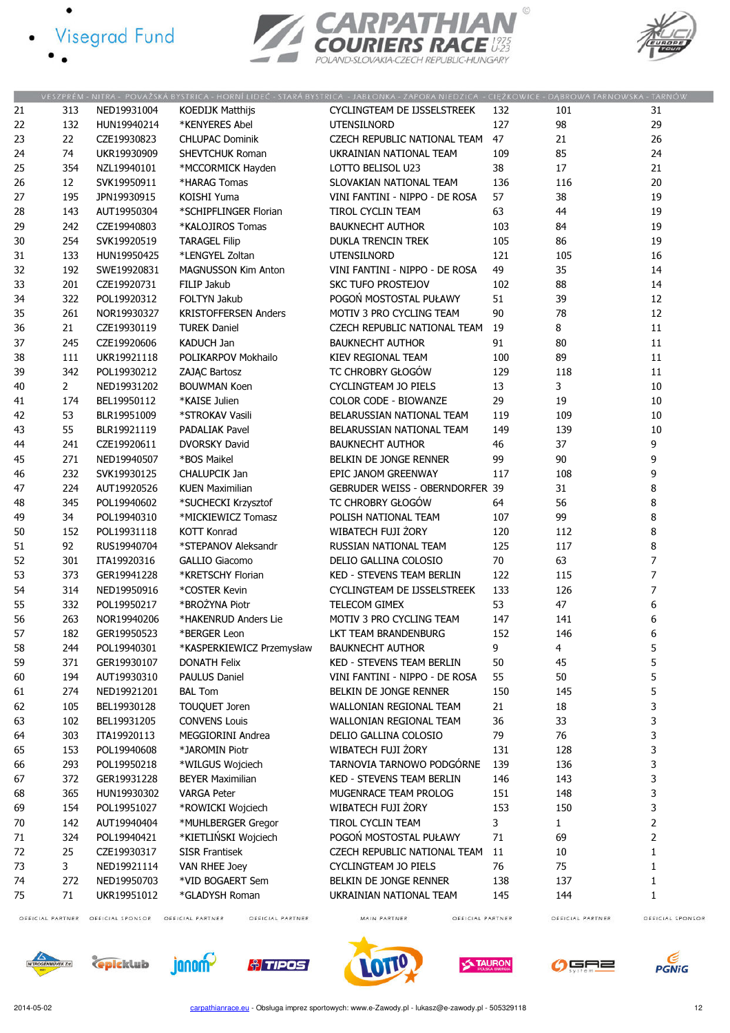VESZPRÉM - NITRA - POVAŽSKÁ BYSTRICA - HORNÍ LIDEČ - STARÁ BYSTRICA - JABŁONKA - ZAPORA NIEDZICA - CIĘŻKOWICE - DĄBROWA TARNOWSKA - TARNÓW

| | | | | | | | |
|---|---|---|---|---|---|---|---|
| 21 | 313 | NED19931004 | KOEDIJK Matthijs | CYCLINGTEAM DE IJSSELSTREEK | 132 | 101 | 31 |
| 22 | 132 | HUN19940214 | *KENYERES Abel | UTENSILNORD | 127 | 98 | 29 |
| 23 | 22 | CZE19930823 | CHLUPAC Dominik | CZECH REPUBLIC NATIONAL TEAM | 47 | 21 | 26 |
| 24 | 74 | UKR19930909 | SHEVTCHUK Roman | UKRAINIAN NATIONAL TEAM | 109 | 85 | 24 |
| 25 | 354 | NZL19940101 | *MCCORMICK Hayden | LOTTO BELISOL U23 | 38 | 17 | 21 |
| 26 | 12 | SVK19950911 | *HARAG Tomas | SLOVAKIAN NATIONAL TEAM | 136 | 116 | 20 |
| 27 | 195 | JPN19930915 | KOISHI Yuma | VINI FANTINI - NIPPO - DE ROSA | 57 | 38 | 19 |
| 28 | 143 | AUT19950304 | *SCHIPFLINGER Florian | TIROL CYCLIN TEAM | 63 | 44 | 19 |
| 29 | 242 | CZE19940803 | *KALOJIROS Tomas | BAUKNECHT AUTHOR | 103 | 84 | 19 |
| 30 | 254 | SVK19920519 | TARAGEL Filip | DUKLA TRENCIN TREK | 105 | 86 | 19 |
| 31 | 133 | HUN19950425 | *LENGYEL Zoltan | UTENSILNORD | 121 | 105 | 16 |
| 32 | 192 | SWE19920831 | MAGNUSSON Kim Anton | VINI FANTINI - NIPPO - DE ROSA | 49 | 35 | 14 |
| 33 | 201 | CZE19920731 | FILIP Jakub | SKC TUFO PROSTEJOV | 102 | 88 | 14 |
| 34 | 322 | POL19920312 | FOLTYN Jakub | POGOŃ MOSTOSTAL PUŁAWY | 51 | 39 | 12 |
| 35 | 261 | NOR19930327 | KRISTOFFERSEN Anders | MOTIV 3 PRO CYCLING TEAM | 90 | 78 | 12 |
| 36 | 21 | CZE19930119 | TUREK Daniel | CZECH REPUBLIC NATIONAL TEAM | 19 | 8 | 11 |
| 37 | 245 | CZE19920606 | KADUCH Jan | BAUKNECHT AUTHOR | 91 | 80 | 11 |
| 38 | 111 | UKR19921118 | POLIKARPOV Mokhailo | KIEV REGIONAL TEAM | 100 | 89 | 11 |
| 39 | 342 | POL19930212 | ZAJĄC Bartosz | TC CHROBRY GŁOGÓW | 129 | 118 | 11 |
| 40 | 2 | NED19931202 | BOUWMAN Koen | CYCLINGTEAM JO PIELS | 13 | 3 | 10 |
| 41 | 174 | BEL19950112 | *KAISE Julien | COLOR CODE - BIOWANZE | 29 | 19 | 10 |
| 42 | 53 | BLR19951009 | *STROKAV Vasili | BELARUSSIAN NATIONAL TEAM | 119 | 109 | 10 |
| 43 | 55 | BLR19921119 | PADALIAK Pavel | BELARUSSIAN NATIONAL TEAM | 149 | 139 | 10 |
| 44 | 241 | CZE19920611 | DVORSKY David | BAUKNECHT AUTHOR | 46 | 37 | 9 |
| 45 | 271 | NED19940507 | *BOS Maikel | BELKIN DE JONGE RENNER | 99 | 90 | 9 |
| 46 | 232 | SVK19930125 | CHALUPCIK Jan | EPIC JANOM GREENWAY | 117 | 108 | 9 |
| 47 | 224 | AUT19920526 | KUEN Maximilian | GEBRUDER WEISS - OBERNDORFER | 39 | 31 | 8 |
| 48 | 345 | POL19940602 | *SUCHECKI Krzysztof | TC CHROBRY GŁOGÓW | 64 | 56 | 8 |
| 49 | 34 | POL19940310 | *MICKIEWICZ Tomasz | POLISH NATIONAL TEAM | 107 | 99 | 8 |
| 50 | 152 | POL19931118 | KOTT Konrad | WIBATECH FUJI ŻORY | 120 | 112 | 8 |
| 51 | 92 | RUS19940704 | *STEPANOV Aleksandr | RUSSIAN NATIONAL TEAM | 125 | 117 | 8 |
| 52 | 301 | ITA19920316 | GALLIO Giacomo | DELIO GALLINA COLOSIO | 70 | 63 | 7 |
| 53 | 373 | GER19941228 | *KRETSCHY Florian | KED - STEVENS TEAM BERLIN | 122 | 115 | 7 |
| 54 | 314 | NED19950916 | *COSTER Kevin | CYCLINGTEAM DE IJSSELSTREEK | 133 | 126 | 7 |
| 55 | 332 | POL19950217 | *BROŻYNA Piotr | TELECOM GIMEX | 53 | 47 | 6 |
| 56 | 263 | NOR19940206 | *HAKENRUD Anders Lie | MOTIV 3 PRO CYCLING TEAM | 147 | 141 | 6 |
| 57 | 182 | GER19950523 | *BERGER Leon | LKT TEAM BRANDENBURG | 152 | 146 | 6 |
| 58 | 244 | POL19940301 | *KASPERKIEWICZ Przemysław | BAUKNECHT AUTHOR | 9 | 4 | 5 |
| 59 | 371 | GER19930107 | DONATH Felix | KED - STEVENS TEAM BERLIN | 50 | 45 | 5 |
| 60 | 194 | AUT19930310 | PAULUS Daniel | VINI FANTINI - NIPPO - DE ROSA | 55 | 50 | 5 |
| 61 | 274 | NED19921201 | BAL Tom | BELKIN DE JONGE RENNER | 150 | 145 | 5 |
| 62 | 105 | BEL19930128 | TOUQUET Joren | WALLONIAN REGIONAL TEAM | 21 | 18 | 3 |
| 63 | 102 | BEL19931205 | CONVENS Louis | WALLONIAN REGIONAL TEAM | 36 | 33 | 3 |
| 64 | 303 | ITA19920113 | MEGGIORINI Andrea | DELIO GALLINA COLOSIO | 79 | 76 | 3 |
| 65 | 153 | POL19940608 | *JAROMIN Piotr | WIBATECH FUJI ŻORY | 131 | 128 | 3 |
| 66 | 293 | POL19950218 | *WILGUS Wojciech | TARNOVIA TARNOWO PODGÓRNE | 139 | 136 | 3 |
| 67 | 372 | GER19931228 | BEYER Maximilian | KED - STEVENS TEAM BERLIN | 146 | 143 | 3 |
| 68 | 365 | HUN19930302 | VARGA Peter | MUGENRACE TEAM PROLOG | 151 | 148 | 3 |
| 69 | 154 | POL19951027 | *ROWICKI Wojciech | WIBATECH FUJI ŻORY | 153 | 150 | 3 |
| 70 | 142 | AUT19940404 | *MUHLBERGER Gregor | TIROL CYCLIN TEAM | 3 | 1 | 2 |
| 71 | 324 | POL19940421 | *KIETLIŃSKI Wojciech | POGOŃ MOSTOSTAL PUŁAWY | 71 | 69 | 2 |
| 72 | 25 | CZE19930317 | SISR Frantisek | CZECH REPUBLIC NATIONAL TEAM | 11 | 10 | 1 |
| 73 | 3 | NED19921114 | VAN RHEE Joey | CYCLINGTEAM JO PIELS | 76 | 75 | 1 |
| 74 | 272 | NED19950703 | *VID BOGAERT Sem | BELKIN DE JONGE RENNER | 138 | 137 | 1 |
| 75 | 71 | UKR19951012 | *GLADYSH Roman | UKRAINIAN NATIONAL TEAM | 145 | 144 | 1 |

2014-05-02 carpathianrace.eu - Obsługa imprez sportowych: www.e-Zawody.pl - lukasz@e-zawody.pl - 505329118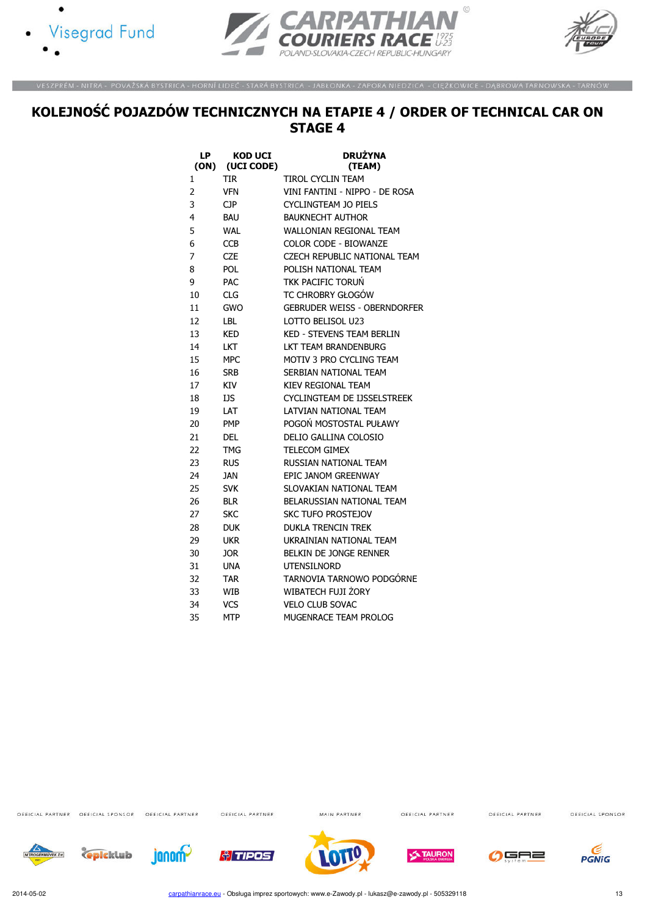# KOLEJNOŚĆ POJAZDÓW TECHNICZNYCH NA ETAPIE 4 / ORDER OF TECHNICAL CAR ON STAGE 4

| LP (ON) | KOD UCI (UCI CODE) | DRUŻYNA (TEAM) |
|---|---|---|
| 1 | TIR | TIROL CYCLIN TEAM |
| 2 | VFN | VINI FANTINI - NIPPO - DE ROSA |
| 3 | CJP | CYCLINGTEAM JO PIELS |
| 4 | BAU | BAUKNECHT AUTHOR |
| 5 | WAL | WALLONIAN REGIONAL TEAM |
| 6 | CCB | COLOR CODE - BIOWANZE |
| 7 | CZE | CZECH REPUBLIC NATIONAL TEAM |
| 8 | POL | POLISH NATIONAL TEAM |
| 9 | PAC | TKK PACIFIC TORUŃ |
| 10 | CLG | TC CHROBRY GŁOGÓW |
| 11 | GWO | GEBRUDER WEISS - OBERNDORFER |
| 12 | LBL | LOTTO BELISOL U23 |
| 13 | KED | KED - STEVENS TEAM BERLIN |
| 14 | LKT | LKT TEAM BRANDENBURG |
| 15 | MPC | MOTIV 3 PRO CYCLING TEAM |
| 16 | SRB | SERBIAN NATIONAL TEAM |
| 17 | KIV | KIEV REGIONAL TEAM |
| 18 | IJS | CYCLINGTEAM DE IJSSELSTREEK |
| 19 | LAT | LATVIAN NATIONAL TEAM |
| 20 | PMP | POGOŃ MOSTOSTAL PUŁAWY |
| 21 | DEL | DELIO GALLINA COLOSIO |
| 22 | TMG | TELECOM GIMEX |
| 23 | RUS | RUSSIAN NATIONAL TEAM |
| 24 | JAN | EPIC JANOM GREENWAY |
| 25 | SVK | SLOVAKIAN NATIONAL TEAM |
| 26 | BLR | BELARUSSIAN NATIONAL TEAM |
| 27 | SKC | SKC TUFO PROSTEJOV |
| 28 | DUK | DUKLA TRENCIN TREK |
| 29 | UKR | UKRAINIAN NATIONAL TEAM |
| 30 | JOR | BELKIN DE JONGE RENNER |
| 31 | UNA | UTENSILNORD |
| 32 | TAR | TARNOVIA TARNOWO PODGÓRNE |
| 33 | WIB | WIBATECH FUJI ŻORY |
| 34 | VCS | VELO CLUB SOVAC |
| 35 | MTP | MUGENRACE TEAM PROLOG |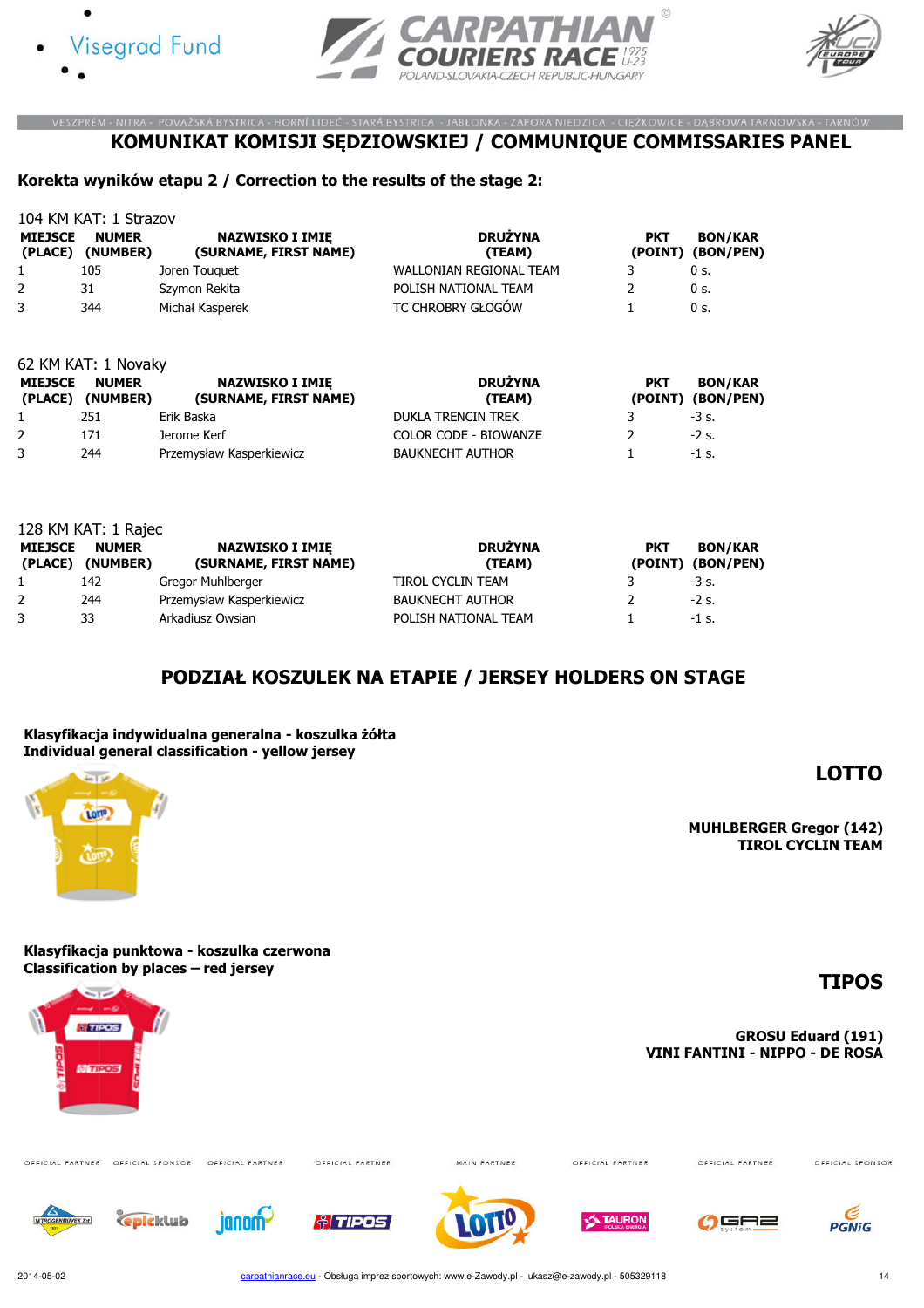# KOMUNIKAT KOMISJI SĘDZIOWSKIEJ / COMMUNIQUE COMMISSARIES PANEL

**Korekta wyników etapu 2 / Correction to the results of the stage 2:**

104 KM KAT: 1 Strazov

| MIEJSCE (PLACE) | NUMER (NUMBER) | NAZWISKO I IMIĘ (SURNAME, FIRST NAME) | DRUŻYNA (TEAM) | PKT (POINT) | BON/KAR (BON/PEN) |
|---|---|---|---|---|---|
| 1 | 105 | Joren Touquet | WALLONIAN REGIONAL TEAM | 3 | 0 s. |
| 2 | 31 | Szymon Rekita | POLISH NATIONAL TEAM | 2 | 0 s. |
| 3 | 344 | Michał Kasperek | TC CHROBRY GŁOGÓW | 1 | 0 s. |

62 KM KAT: 1 Novaky

| MIEJSCE (PLACE) | NUMER (NUMBER) | NAZWISKO I IMIĘ (SURNAME, FIRST NAME) | DRUŻYNA (TEAM) | PKT (POINT) | BON/KAR (BON/PEN) |
|---|---|---|---|---|---|
| 1 | 251 | Erik Baska | DUKLA TRENCIN TREK | 3 | -3 s. |
| 2 | 171 | Jerome Kerf | COLOR CODE - BIOWANZE | 2 | -2 s. |
| 3 | 244 | Przemysław Kasperkiewicz | BAUKNECHT AUTHOR | 1 | -1 s. |

128 KM KAT: 1 Rajec

| MIEJSCE (PLACE) | NUMER (NUMBER) | NAZWISKO I IMIĘ (SURNAME, FIRST NAME) | DRUŻYNA (TEAM) | PKT (POINT) | BON/KAR (BON/PEN) |
|---|---|---|---|---|---|
| 1 | 142 | Gregor Muhlberger | TIROL CYCLIN TEAM | 3 | -3 s. |
| 2 | 244 | Przemysław Kasperkiewicz | BAUKNECHT AUTHOR | 2 | -2 s. |
| 3 | 33 | Arkadiusz Owsian | POLISH NATIONAL TEAM | 1 | -1 s. |

## PODZIAŁ KOSZULEK NA ETAPIE / JERSEY HOLDERS ON STAGE

**Klasyfikacja indywidualna generalna - koszulka żółta**
**Individual general classification - yellow jersey**

**LOTTO**

**MUHLBERGER Gregor (142)**
**TIROL CYCLIN TEAM**

**Klasyfikacja punktowa - koszulka czerwona**
**Classification by places – red jersey**

**TIPOS**

**GROSU Eduard (191)**
**VINI FANTINI - NIPPO - DE ROSA**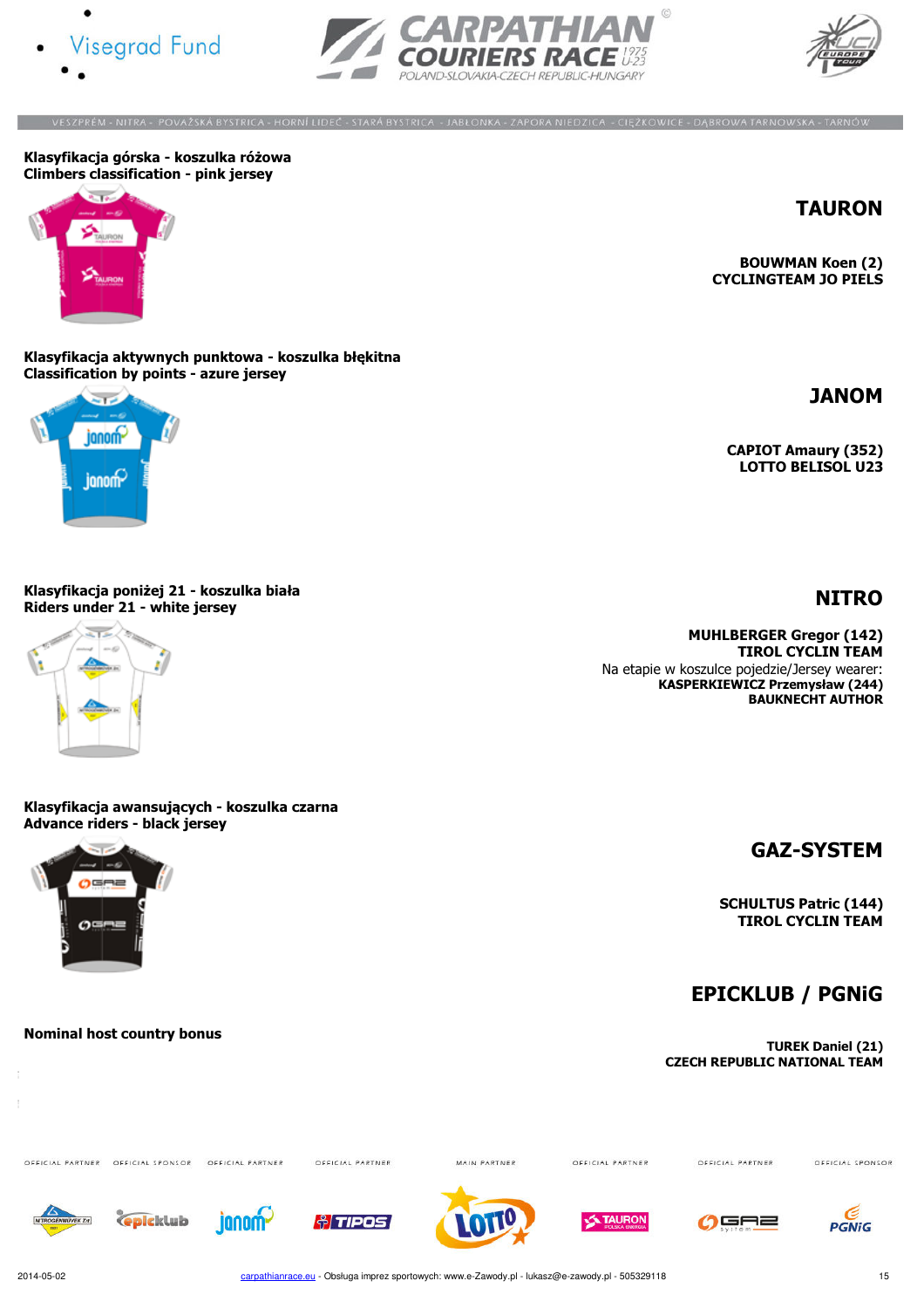Klasyfikacja górska - koszulka różowa
Climbers classification - pink jersey

**TAURON**

BOUWMAN Koen (2)
CYCLINGTEAM JO PIELS

Klasyfikacja aktywnych punktowa - koszulka błękitna
Classification by points - azure jersey

**JANOM**

CAPIOT Amaury (352)
LOTTO BELISOL U23

Klasyfikacja poniżej 21 - koszulka biała
Riders under 21 - white jersey

**NITRO**

MUHLBERGER Gregor (142)
TIROL CYCLIN TEAM
Na etapie w koszulce pojedzie/Jersey wearer:
KASPERKIEWICZ Przemysław (244)
BAUKNECHT AUTHOR

Klasyfikacja awansujących - koszulka czarna
Advance riders - black jersey

**GAZ-SYSTEM**

SCHULTUS Patric (144)
TIROL CYCLIN TEAM

**EPICKLUB / PGNiG**

Nominal host country bonus

TUREK Daniel (21)
CZECH REPUBLIC NATIONAL TEAM

2014-05-02 carpathianrace.eu - Obsługa imprez sportowych: www.e-Zawody.pl - lukasz@e-zawody.pl - 505329118